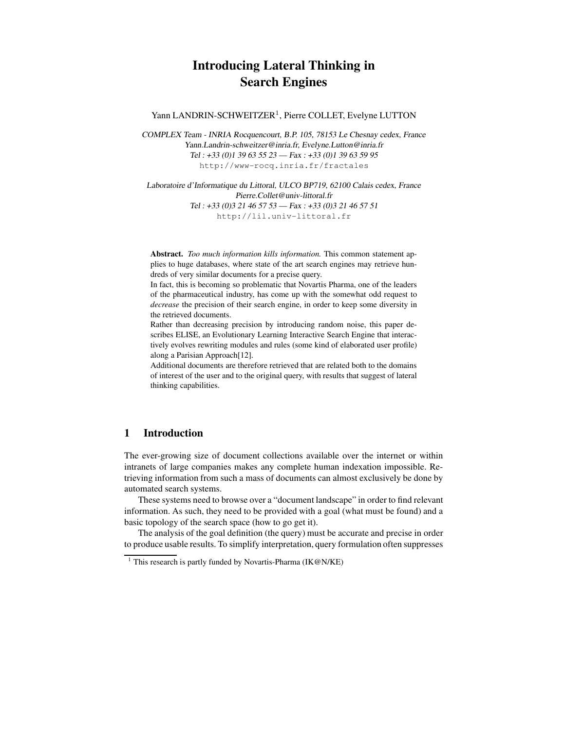# Introducing Lateral Thinking in Search Engines

Yann LANDRIN-SCHWEITZER[1], Pierre COLLET, Evelyne LUTTON

*COMPLEX Team - INRIA Rocquencourt, B.P. 105, 78153 Le Chesnay cedex, France*
*Yann.Landrin-schweitzer@inria.fr, Evelyne.Lutton@inria.fr*
*Tel : +33 (0)1 39 63 55 23 — Fax : +33 (0)1 39 63 59 95*
http://www-rocq.inria.fr/fractales

*Laboratoire d'Informatique du Littoral, ULCO BP719, 62100 Calais cedex, France*
*Pierre.Collet@univ-littoral.fr*
*Tel : +33 (0)3 21 46 57 53 — Fax : +33 (0)3 21 46 57 51*
http://lil.univ-littoral.fr

**Abstract.** *Too much information kills information.* This common statement applies to huge databases, where state of the art search engines may retrieve hundreds of very similar documents for a precise query.
In fact, this is becoming so problematic that Novartis Pharma, one of the leaders of the pharmaceutical industry, has come up with the somewhat odd request to *decrease* the precision of their search engine, in order to keep some diversity in the retrieved documents.
Rather than decreasing precision by introducing random noise, this paper describes ELISE, an Evolutionary Learning Interactive Search Engine that interactively evolves rewriting modules and rules (some kind of elaborated user profile) along a Parisian Approach[12].
Additional documents are therefore retrieved that are related both to the domains of interest of the user and to the original query, with results that suggest of lateral thinking capabilities.

## 1 Introduction

The ever-growing size of document collections available over the internet or within intranets of large companies makes any complete human indexation impossible. Retrieving information from such a mass of documents can almost exclusively be done by automated search systems.

These systems need to browse over a "document landscape" in order to find relevant information. As such, they need to be provided with a goal (what must be found) and a basic topology of the search space (how to go get it).

The analysis of the goal definition (the query) must be accurate and precise in order to produce usable results. To simplify interpretation, query formulation often suppresses

[1] This research is partly funded by Novartis-Pharma (IK@N/KE)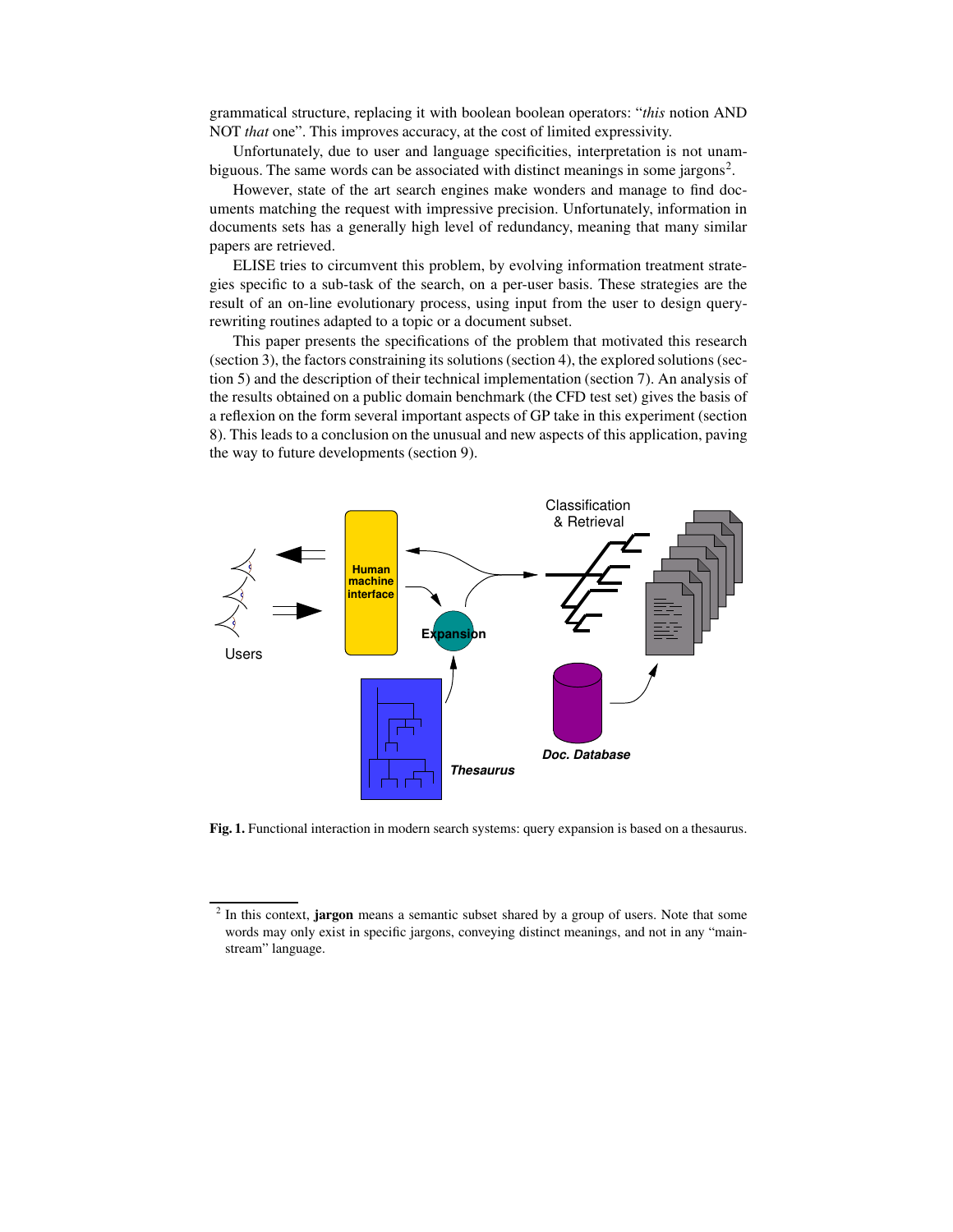grammatical structure, replacing it with boolean boolean operators: "*this* notion AND NOT *that* one". This improves accuracy, at the cost of limited expressivity.

Unfortunately, due to user and language specificities, interpretation is not unambiguous. The same words can be associated with distinct meanings in some jargons[2].

However, state of the art search engines make wonders and manage to find documents matching the request with impressive precision. Unfortunately, information in documents sets has a generally high level of redundancy, meaning that many similar papers are retrieved.

ELISE tries to circumvent this problem, by evolving information treatment strategies specific to a sub-task of the search, on a per-user basis. These strategies are the result of an on-line evolutionary process, using input from the user to design query-rewriting routines adapted to a topic or a document subset.

This paper presents the specifications of the problem that motivated this research (section 3), the factors constraining its solutions (section 4), the explored solutions (section 5) and the description of their technical implementation (section 7). An analysis of the results obtained on a public domain benchmark (the CFD test set) gives the basis of a reflexion on the form several important aspects of GP take in this experiment (section 8). This leads to a conclusion on the unusual and new aspects of this application, paving the way to future developments (section 9).

**Fig. 1.** Functional interaction in modern search systems: query expansion is based on a thesaurus.

[2] In this context, **jargon** means a semantic subset shared by a group of users. Note that some words may only exist in specific jargons, conveying distinct meanings, and not in any "mainstream" language.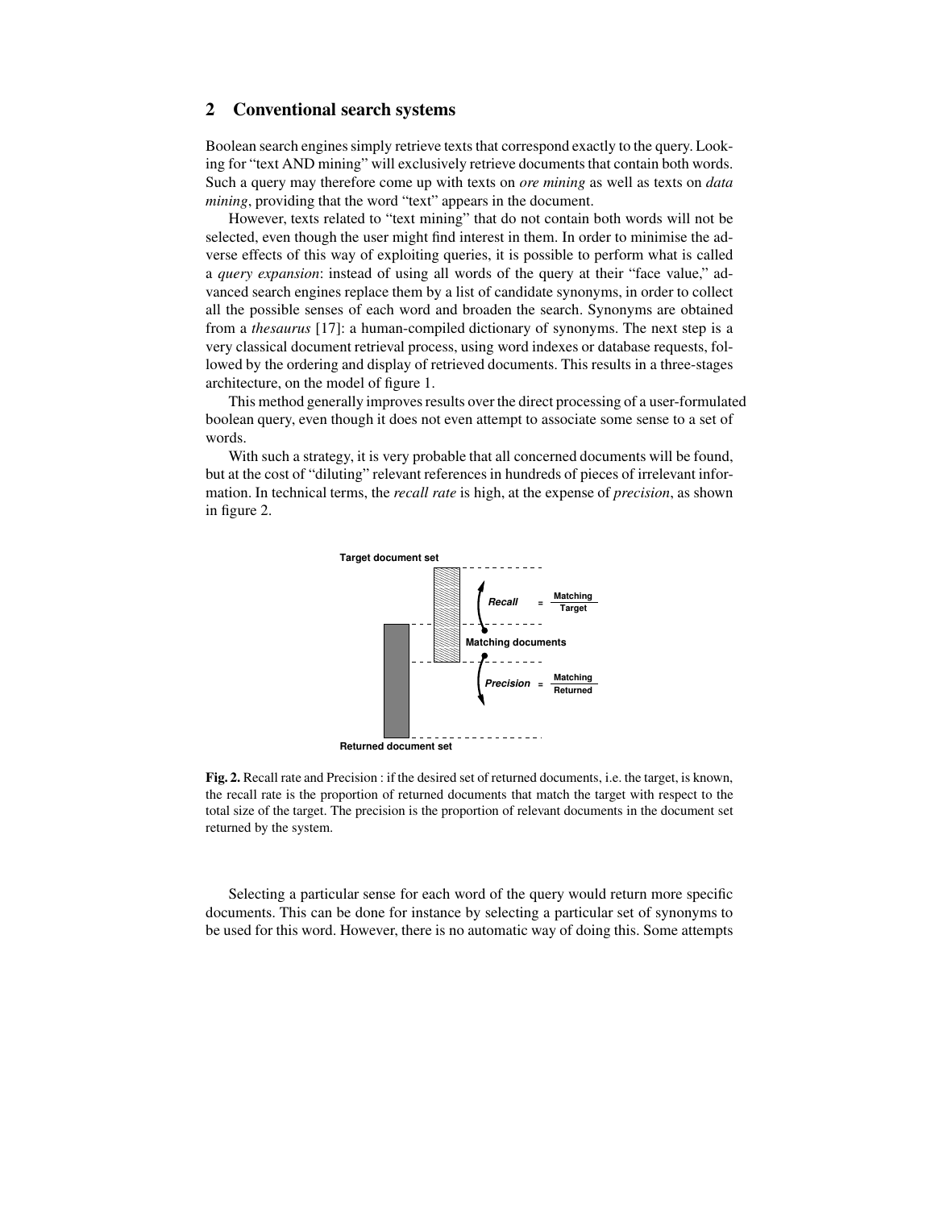## 2 Conventional search systems

Boolean search engines simply retrieve texts that correspond exactly to the query. Looking for "text AND mining" will exclusively retrieve documents that contain both words. Such a query may therefore come up with texts on *ore mining* as well as texts on *data mining*, providing that the word "text" appears in the document.

However, texts related to "text mining" that do not contain both words will not be selected, even though the user might find interest in them. In order to minimise the adverse effects of this way of exploiting queries, it is possible to perform what is called a *query expansion*: instead of using all words of the query at their "face value," advanced search engines replace them by a list of candidate synonyms, in order to collect all the possible senses of each word and broaden the search. Synonyms are obtained from a *thesaurus* [17]: a human-compiled dictionary of synonyms. The next step is a very classical document retrieval process, using word indexes or database requests, followed by the ordering and display of retrieved documents. This results in a three-stages architecture, on the model of figure 1.

This method generally improves results over the direct processing of a user-formulated boolean query, even though it does not even attempt to associate some sense to a set of words.

With such a strategy, it is very probable that all concerned documents will be found, but at the cost of "diluting" relevant references in hundreds of pieces of irrelevant information. In technical terms, the *recall rate* is high, at the expense of *precision*, as shown in figure 2.

Target document set

Recall = Matching / Target

Matching documents

Precision = Matching / Returned

Returned document set

**Fig. 2.** Recall rate and Precision : if the desired set of returned documents, i.e. the target, is known, the recall rate is the proportion of returned documents that match the target with respect to the total size of the target. The precision is the proportion of relevant documents in the document set returned by the system.

Selecting a particular sense for each word of the query would return more specific documents. This can be done for instance by selecting a particular set of synonyms to be used for this word. However, there is no automatic way of doing this. Some attempts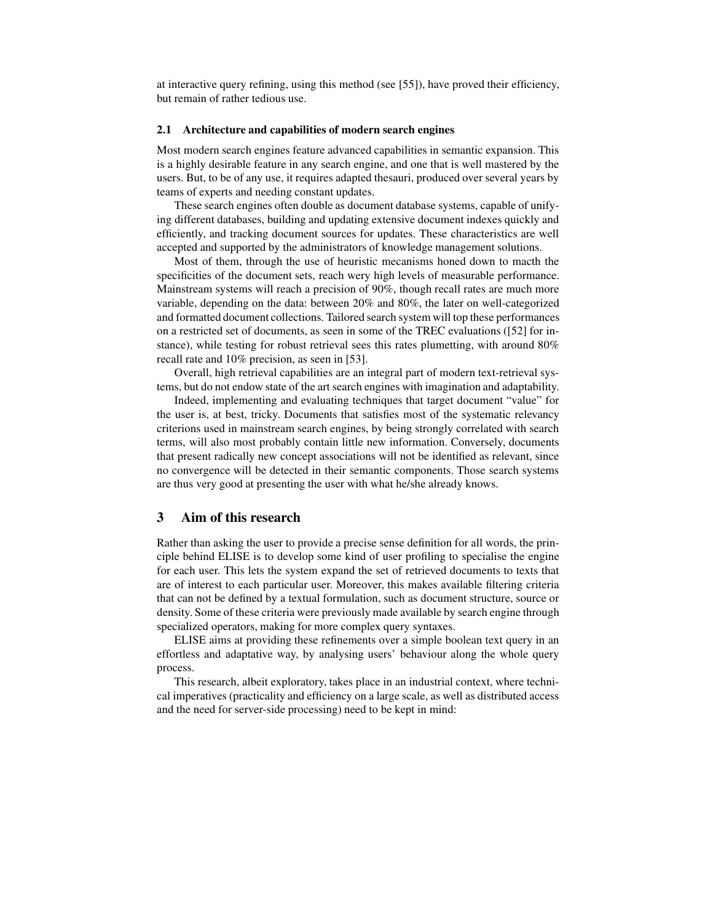at interactive query refining, using this method (see [55]), have proved their efficiency, but remain of rather tedious use.

### 2.1 Architecture and capabilities of modern search engines

Most modern search engines feature advanced capabilities in semantic expansion. This is a highly desirable feature in any search engine, and one that is well mastered by the users. But, to be of any use, it requires adapted thesauri, produced over several years by teams of experts and needing constant updates.

These search engines often double as document database systems, capable of unifying different databases, building and updating extensive document indexes quickly and efficiently, and tracking document sources for updates. These characteristics are well accepted and supported by the administrators of knowledge management solutions.

Most of them, through the use of heuristic mecanisms honed down to macth the specificities of the document sets, reach wery high levels of measurable performance. Mainstream systems will reach a precision of 90%, though recall rates are much more variable, depending on the data: between 20% and 80%, the later on well-categorized and formatted document collections. Tailored search system will top these performances on a restricted set of documents, as seen in some of the TREC evaluations ([52] for instance), while testing for robust retrieval sees this rates plumetting, with around 80% recall rate and 10% precision, as seen in [53].

Overall, high retrieval capabilities are an integral part of modern text-retrieval systems, but do not endow state of the art search engines with imagination and adaptability.

Indeed, implementing and evaluating techniques that target document "value" for the user is, at best, tricky. Documents that satisfies most of the systematic relevancy criterions used in mainstream search engines, by being strongly correlated with search terms, will also most probably contain little new information. Conversely, documents that present radically new concept associations will not be identified as relevant, since no convergence will be detected in their semantic components. Those search systems are thus very good at presenting the user with what he/she already knows.

## 3 Aim of this research

Rather than asking the user to provide a precise sense definition for all words, the principle behind ELISE is to develop some kind of user profiling to specialise the engine for each user. This lets the system expand the set of retrieved documents to texts that are of interest to each particular user. Moreover, this makes available filtering criteria that can not be defined by a textual formulation, such as document structure, source or density. Some of these criteria were previously made available by search engine through specialized operators, making for more complex query syntaxes.

ELISE aims at providing these refinements over a simple boolean text query in an effortless and adaptative way, by analysing users' behaviour along the whole query process.

This research, albeit exploratory, takes place in an industrial context, where technical imperatives (practicality and efficiency on a large scale, as well as distributed access and the need for server-side processing) need to be kept in mind: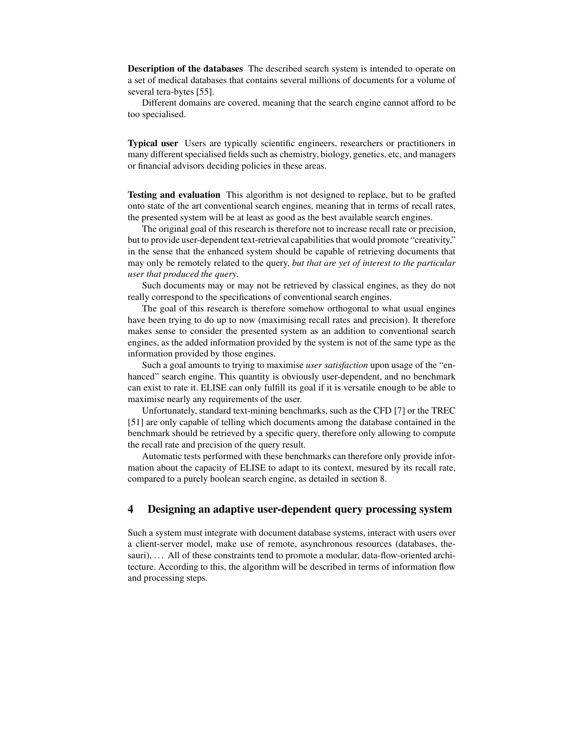**Description of the databases** The described search system is intended to operate on a set of medical databases that contains several millions of documents for a volume of several tera-bytes [55].

Different domains are covered, meaning that the search engine cannot afford to be too specialised.

**Typical user** Users are typically scientific engineers, researchers or practitioners in many different specialised fields such as chemistry, biology, genetics, etc, and managers or financial advisors deciding policies in these areas.

**Testing and evaluation** This algorithm is not designed to replace, but to be grafted onto state of the art conventional search engines, meaning that in terms of recall rates, the presented system will be at least as good as the best available search engines.

The original goal of this research is therefore not to increase recall rate or precision, but to provide user-dependent text-retrieval capabilities that would promote "creativity," in the sense that the enhanced system should be capable of retrieving documents that may only be remotely related to the query, *but that are yet of interest to the particular user that produced the query*.

Such documents may or may not be retrieved by classical engines, as they do not really correspond to the specifications of conventional search engines.

The goal of this research is therefore somehow orthogonal to what usual engines have been trying to do up to now (maximising recall rates and precision). It therefore makes sense to consider the presented system as an addition to conventional search engines, as the added information provided by the system is not of the same type as the information provided by those engines.

Such a goal amounts to trying to maximise *user satisfaction* upon usage of the "enhanced" search engine. This quantity is obviously user-dependent, and no benchmark can exist to rate it. ELISE can only fulfill its goal if it is versatile enough to be able to maximise nearly any requirements of the user.

Unfortunately, standard text-mining benchmarks, such as the CFD [7] or the TREC [51] are only capable of telling which documents among the database contained in the benchmark should be retrieved by a specific query, therefore only allowing to compute the recall rate and precision of the query result.

Automatic tests performed with these benchmarks can therefore only provide information about the capacity of ELISE to adapt to its context, mesured by its recall rate, compared to a purely boolean search engine, as detailed in section 8.

## 4 Designing an adaptive user-dependent query processing system

Such a system must integrate with document database systems, interact with users over a client-server model, make use of remote, asynchronous resources (databases, thesauri), ... All of these constraints tend to promote a modular, data-flow-oriented architecture. According to this, the algorithm will be described in terms of information flow and processing steps.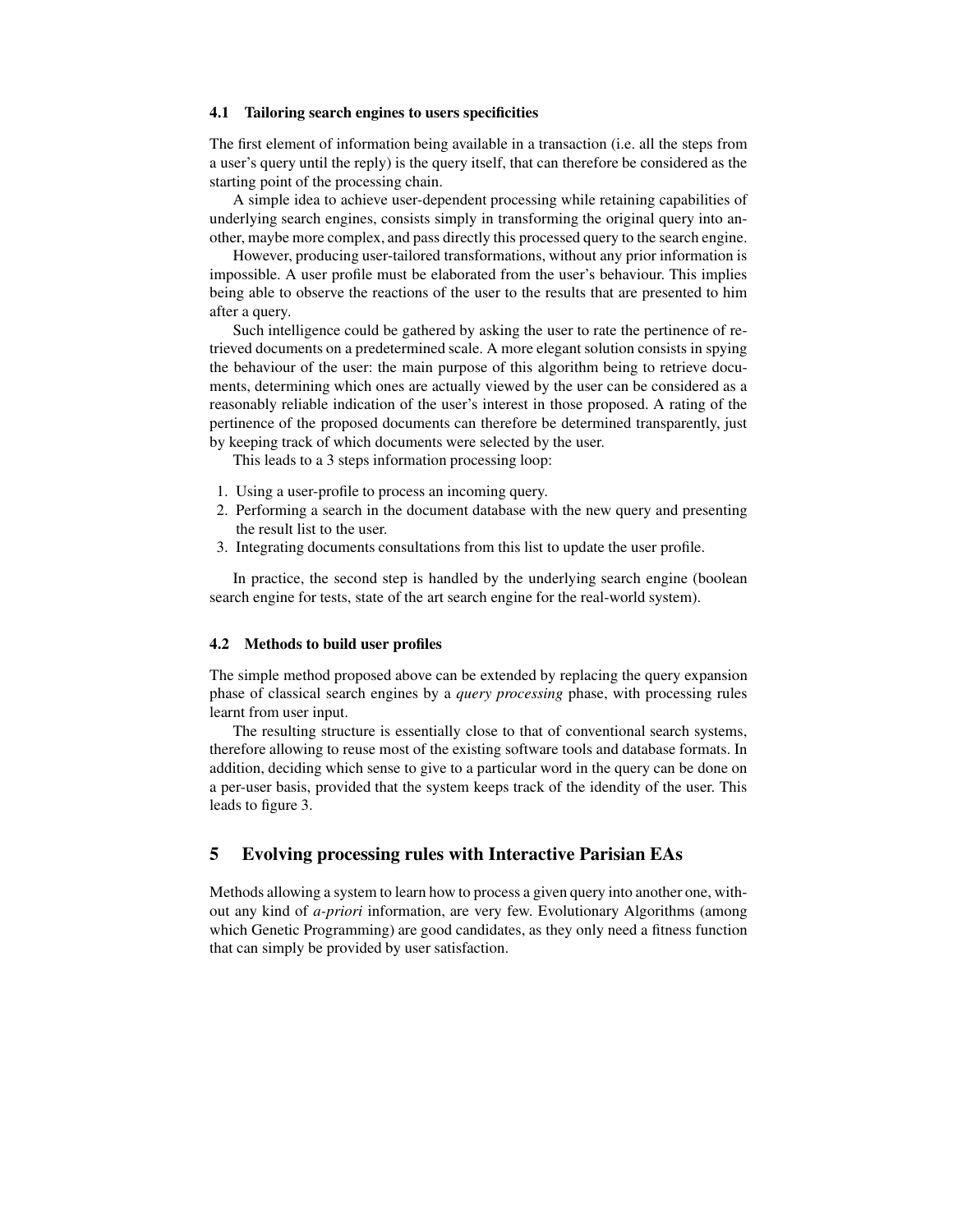### 4.1 Tailoring search engines to users specificities

The first element of information being available in a transaction (i.e. all the steps from a user's query until the reply) is the query itself, that can therefore be considered as the starting point of the processing chain.

A simple idea to achieve user-dependent processing while retaining capabilities of underlying search engines, consists simply in transforming the original query into another, maybe more complex, and pass directly this processed query to the search engine.

However, producing user-tailored transformations, without any prior information is impossible. A user profile must be elaborated from the user's behaviour. This implies being able to observe the reactions of the user to the results that are presented to him after a query.

Such intelligence could be gathered by asking the user to rate the pertinence of retrieved documents on a predetermined scale. A more elegant solution consists in spying the behaviour of the user: the main purpose of this algorithm being to retrieve documents, determining which ones are actually viewed by the user can be considered as a reasonably reliable indication of the user's interest in those proposed. A rating of the pertinence of the proposed documents can therefore be determined transparently, just by keeping track of which documents were selected by the user.

This leads to a 3 steps information processing loop:

1. Using a user-profile to process an incoming query.
2. Performing a search in the document database with the new query and presenting the result list to the user.
3. Integrating documents consultations from this list to update the user profile.

In practice, the second step is handled by the underlying search engine (boolean search engine for tests, state of the art search engine for the real-world system).

### 4.2 Methods to build user profiles

The simple method proposed above can be extended by replacing the query expansion phase of classical search engines by a *query processing* phase, with processing rules learnt from user input.

The resulting structure is essentially close to that of conventional search systems, therefore allowing to reuse most of the existing software tools and database formats. In addition, deciding which sense to give to a particular word in the query can be done on a per-user basis, provided that the system keeps track of the idendity of the user. This leads to figure 3.

## 5 Evolving processing rules with Interactive Parisian EAs

Methods allowing a system to learn how to process a given query into another one, without any kind of *a-priori* information, are very few. Evolutionary Algorithms (among which Genetic Programming) are good candidates, as they only need a fitness function that can simply be provided by user satisfaction.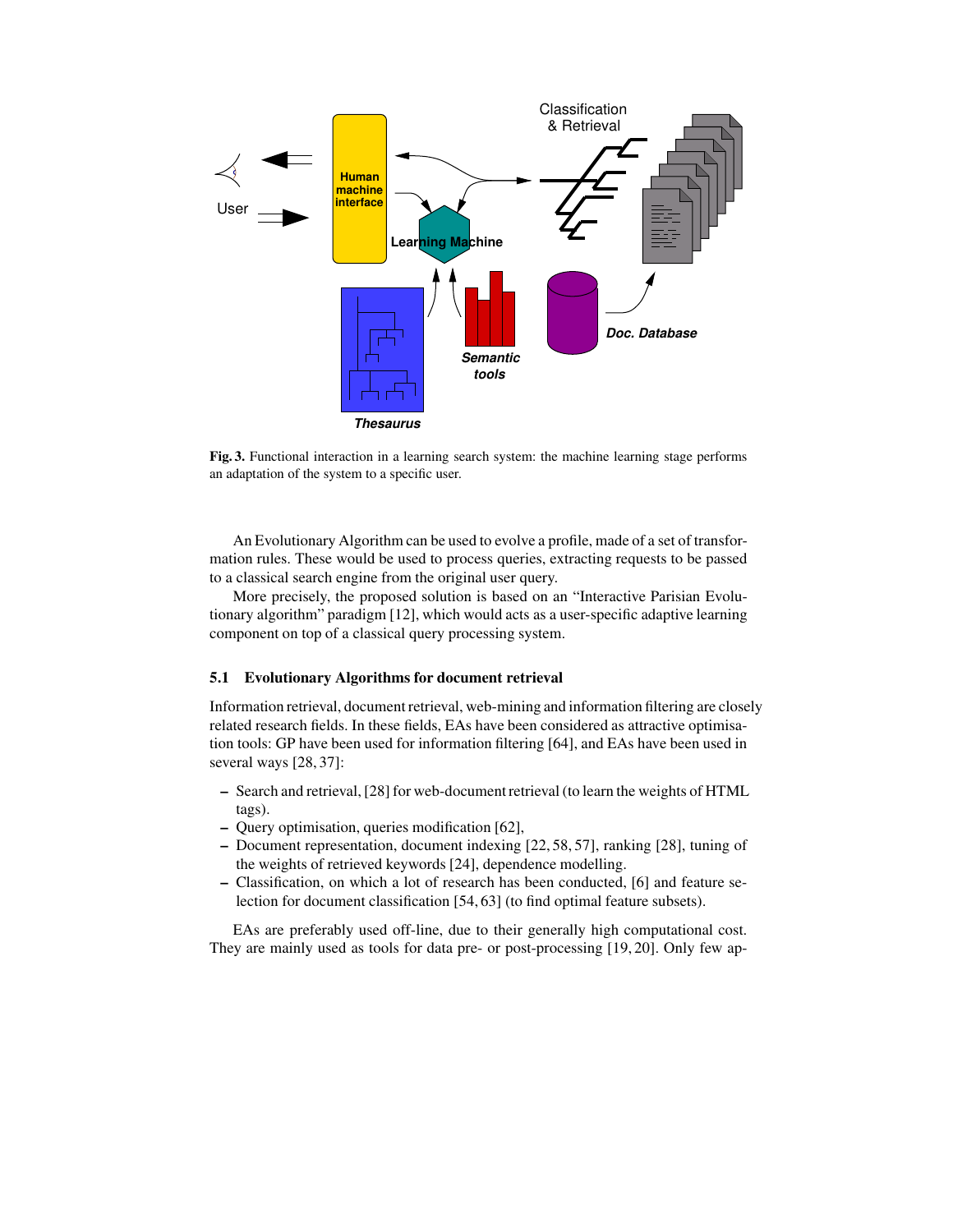Fig. 3. Functional interaction in a learning search system: the machine learning stage performs an adaptation of the system to a specific user.

An Evolutionary Algorithm can be used to evolve a profile, made of a set of transformation rules. These would be used to process queries, extracting requests to be passed to a classical search engine from the original user query.

More precisely, the proposed solution is based on an "Interactive Parisian Evolutionary algorithm" paradigm [12], which would acts as a user-specific adaptive learning component on top of a classical query processing system.

### 5.1 Evolutionary Algorithms for document retrieval

Information retrieval, document retrieval, web-mining and information filtering are closely related research fields. In these fields, EAs have been considered as attractive optimisation tools: GP have been used for information filtering [64], and EAs have been used in several ways [28, 37]:

- Search and retrieval, [28] for web-document retrieval (to learn the weights of HTML tags).
- Query optimisation, queries modification [62],
- Document representation, document indexing [22, 58, 57], ranking [28], tuning of the weights of retrieved keywords [24], dependence modelling.
- Classification, on which a lot of research has been conducted, [6] and feature selection for document classification [54, 63] (to find optimal feature subsets).

EAs are preferably used off-line, due to their generally high computational cost. They are mainly used as tools for data pre- or post-processing [19, 20]. Only few ap-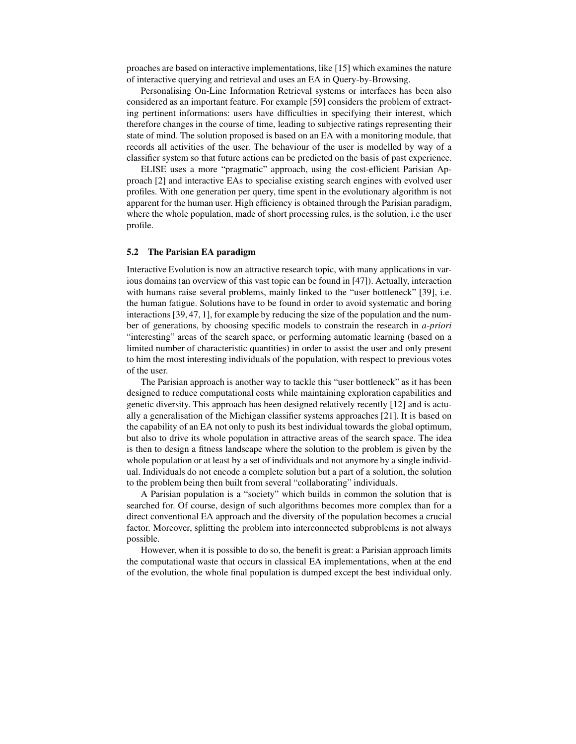proaches are based on interactive implementations, like [15] which examines the nature of interactive querying and retrieval and uses an EA in Query-by-Browsing.

Personalising On-Line Information Retrieval systems or interfaces has been also considered as an important feature. For example [59] considers the problem of extracting pertinent informations: users have difficulties in specifying their interest, which therefore changes in the course of time, leading to subjective ratings representing their state of mind. The solution proposed is based on an EA with a monitoring module, that records all activities of the user. The behaviour of the user is modelled by way of a classifier system so that future actions can be predicted on the basis of past experience.

ELISE uses a more "pragmatic" approach, using the cost-efficient Parisian Approach [2] and interactive EAs to specialise existing search engines with evolved user profiles. With one generation per query, time spent in the evolutionary algorithm is not apparent for the human user. High efficiency is obtained through the Parisian paradigm, where the whole population, made of short processing rules, is the solution, i.e the user profile.

### 5.2 The Parisian EA paradigm

Interactive Evolution is now an attractive research topic, with many applications in various domains (an overview of this vast topic can be found in [47]). Actually, interaction with humans raise several problems, mainly linked to the "user bottleneck" [39], i.e. the human fatigue. Solutions have to be found in order to avoid systematic and boring interactions [39, 47, 1], for example by reducing the size of the population and the number of generations, by choosing specific models to constrain the research in *a-priori* "interesting" areas of the search space, or performing automatic learning (based on a limited number of characteristic quantities) in order to assist the user and only present to him the most interesting individuals of the population, with respect to previous votes of the user.

The Parisian approach is another way to tackle this "user bottleneck" as it has been designed to reduce computational costs while maintaining exploration capabilities and genetic diversity. This approach has been designed relatively recently [12] and is actually a generalisation of the Michigan classifier systems approaches [21]. It is based on the capability of an EA not only to push its best individual towards the global optimum, but also to drive its whole population in attractive areas of the search space. The idea is then to design a fitness landscape where the solution to the problem is given by the whole population or at least by a set of individuals and not anymore by a single individual. Individuals do not encode a complete solution but a part of a solution, the solution to the problem being then built from several "collaborating" individuals.

A Parisian population is a "society" which builds in common the solution that is searched for. Of course, design of such algorithms becomes more complex than for a direct conventional EA approach and the diversity of the population becomes a crucial factor. Moreover, splitting the problem into interconnected subproblems is not always possible.

However, when it is possible to do so, the benefit is great: a Parisian approach limits the computational waste that occurs in classical EA implementations, when at the end of the evolution, the whole final population is dumped except the best individual only.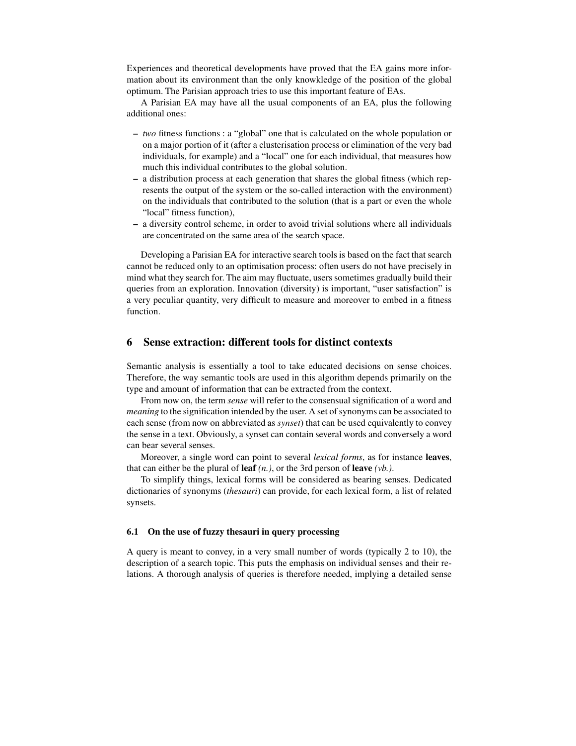Experiences and theoretical developments have proved that the EA gains more information about its environment than the only knowkledge of the position of the global optimum. The Parisian approach tries to use this important feature of EAs.

A Parisian EA may have all the usual components of an EA, plus the following additional ones:

- *two* fitness functions : a "global" one that is calculated on the whole population or on a major portion of it (after a clusterisation process or elimination of the very bad individuals, for example) and a "local" one for each individual, that measures how much this individual contributes to the global solution.
- a distribution process at each generation that shares the global fitness (which represents the output of the system or the so-called interaction with the environment) on the individuals that contributed to the solution (that is a part or even the whole "local" fitness function),
- a diversity control scheme, in order to avoid trivial solutions where all individuals are concentrated on the same area of the search space.

Developing a Parisian EA for interactive search tools is based on the fact that search cannot be reduced only to an optimisation process: often users do not have precisely in mind what they search for. The aim may fluctuate, users sometimes gradually build their queries from an exploration. Innovation (diversity) is important, "user satisfaction" is a very peculiar quantity, very difficult to measure and moreover to embed in a fitness function.

## 6 Sense extraction: different tools for distinct contexts

Semantic analysis is essentially a tool to take educated decisions on sense choices. Therefore, the way semantic tools are used in this algorithm depends primarily on the type and amount of information that can be extracted from the context.

From now on, the term *sense* will refer to the consensual signification of a word and *meaning* to the signification intended by the user. A set of synonyms can be associated to each sense (from now on abbreviated as *synset*) that can be used equivalently to convey the sense in a text. Obviously, a synset can contain several words and conversely a word can bear several senses.

Moreover, a single word can point to several *lexical forms*, as for instance **leaves**, that can either be the plural of **leaf** *(n.)*, or the 3rd person of **leave** *(vb.)*.

To simplify things, lexical forms will be considered as bearing senses. Dedicated dictionaries of synonyms (*thesauri*) can provide, for each lexical form, a list of related synsets.

### 6.1 On the use of fuzzy thesauri in query processing

A query is meant to convey, in a very small number of words (typically 2 to 10), the description of a search topic. This puts the emphasis on individual senses and their relations. A thorough analysis of queries is therefore needed, implying a detailed sense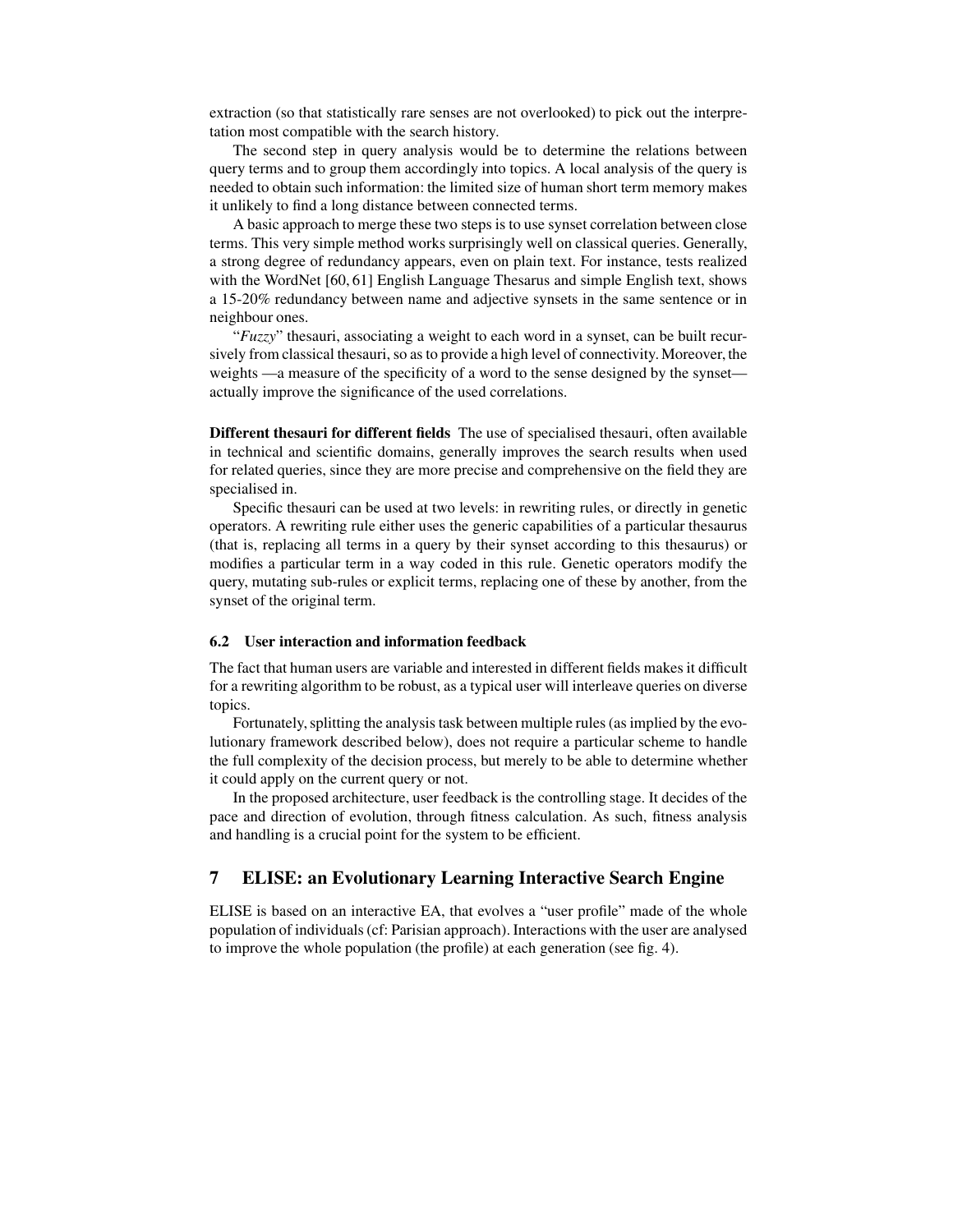extraction (so that statistically rare senses are not overlooked) to pick out the interpretation most compatible with the search history.

The second step in query analysis would be to determine the relations between query terms and to group them accordingly into topics. A local analysis of the query is needed to obtain such information: the limited size of human short term memory makes it unlikely to find a long distance between connected terms.

A basic approach to merge these two steps is to use synset correlation between close terms. This very simple method works surprisingly well on classical queries. Generally, a strong degree of redundancy appears, even on plain text. For instance, tests realized with the WordNet [60, 61] English Language Thesarus and simple English text, shows a 15-20% redundancy between name and adjective synsets in the same sentence or in neighbour ones.

"*Fuzzy*" thesauri, associating a weight to each word in a synset, can be built recursively from classical thesauri, so as to provide a high level of connectivity. Moreover, the weights —a measure of the specificity of a word to the sense designed by the synset— actually improve the significance of the used correlations.

**Different thesauri for different fields** The use of specialised thesauri, often available in technical and scientific domains, generally improves the search results when used for related queries, since they are more precise and comprehensive on the field they are specialised in.

Specific thesauri can be used at two levels: in rewriting rules, or directly in genetic operators. A rewriting rule either uses the generic capabilities of a particular thesaurus (that is, replacing all terms in a query by their synset according to this thesaurus) or modifies a particular term in a way coded in this rule. Genetic operators modify the query, mutating sub-rules or explicit terms, replacing one of these by another, from the synset of the original term.

### 6.2 User interaction and information feedback

The fact that human users are variable and interested in different fields makes it difficult for a rewriting algorithm to be robust, as a typical user will interleave queries on diverse topics.

Fortunately, splitting the analysis task between multiple rules (as implied by the evolutionary framework described below), does not require a particular scheme to handle the full complexity of the decision process, but merely to be able to determine whether it could apply on the current query or not.

In the proposed architecture, user feedback is the controlling stage. It decides of the pace and direction of evolution, through fitness calculation. As such, fitness analysis and handling is a crucial point for the system to be efficient.

## 7 ELISE: an Evolutionary Learning Interactive Search Engine

ELISE is based on an interactive EA, that evolves a "user profile" made of the whole population of individuals (cf: Parisian approach). Interactions with the user are analysed to improve the whole population (the profile) at each generation (see fig. 4).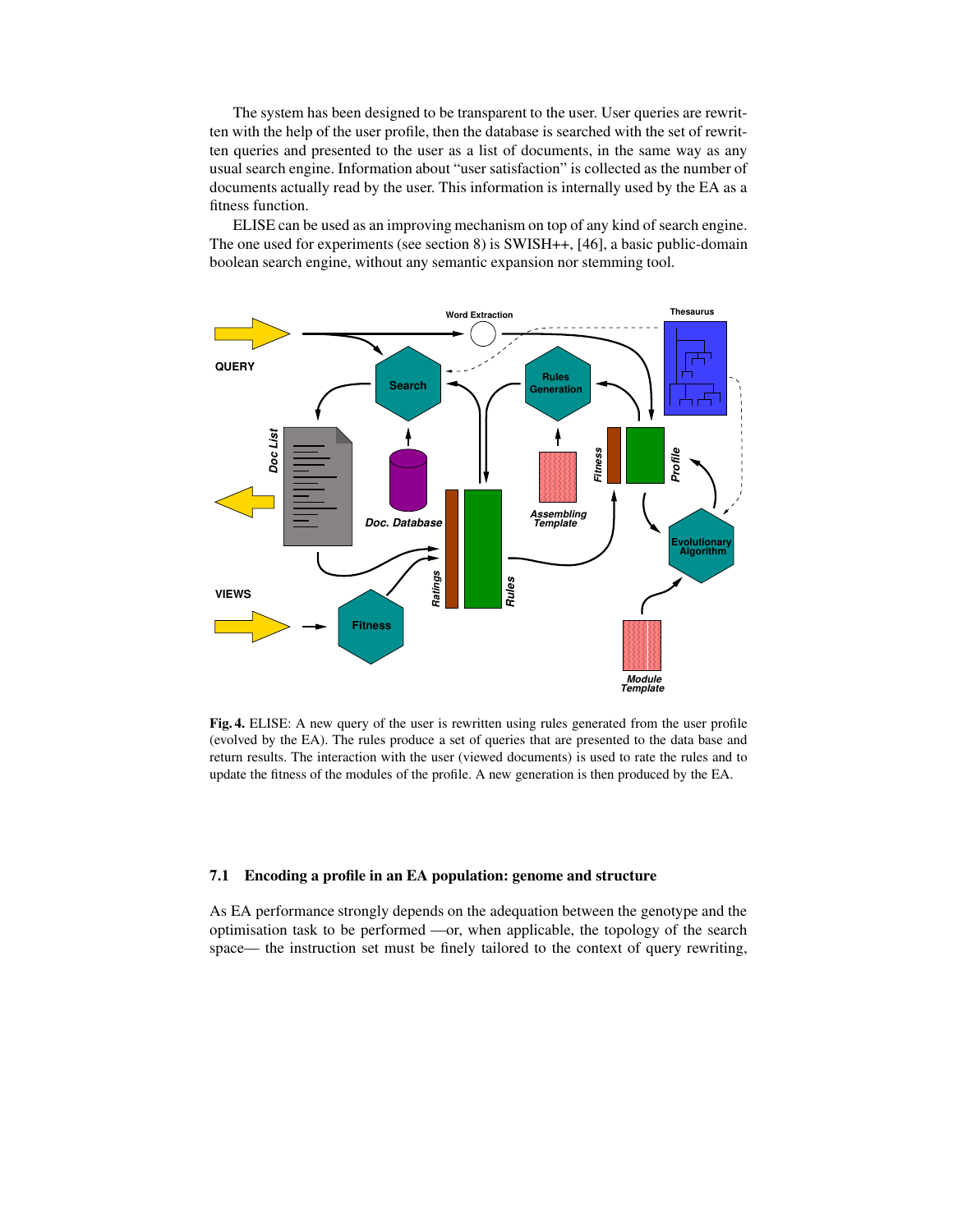The system has been designed to be transparent to the user. User queries are rewritten with the help of the user profile, then the database is searched with the set of rewritten queries and presented to the user as a list of documents, in the same way as any usual search engine. Information about "user satisfaction" is collected as the number of documents actually read by the user. This information is internally used by the EA as a fitness function.

ELISE can be used as an improving mechanism on top of any kind of search engine. The one used for experiments (see section 8) is SWISH++, [46], a basic public-domain boolean search engine, without any semantic expansion nor stemming tool.

**Fig. 4.** ELISE: A new query of the user is rewritten using rules generated from the user profile (evolved by the EA). The rules produce a set of queries that are presented to the data base and return results. The interaction with the user (viewed documents) is used to rate the rules and to update the fitness of the modules of the profile. A new generation is then produced by the EA.

### 7.1 Encoding a profile in an EA population: genome and structure

As EA performance strongly depends on the adequation between the genotype and the optimisation task to be performed —or, when applicable, the topology of the search space— the instruction set must be finely tailored to the context of query rewriting,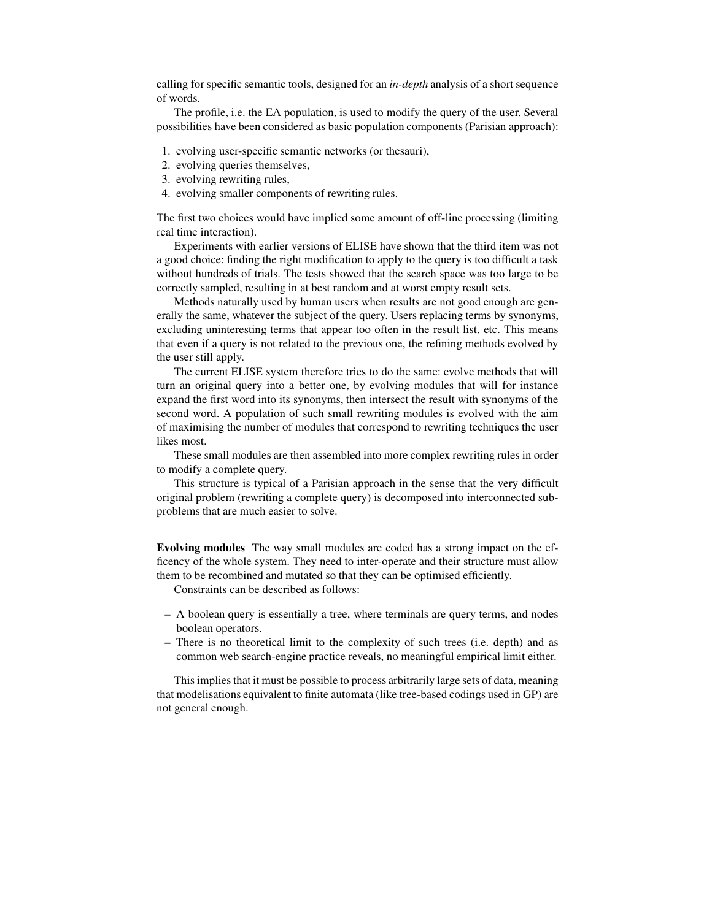calling for specific semantic tools, designed for an *in-depth* analysis of a short sequence of words.

The profile, i.e. the EA population, is used to modify the query of the user. Several possibilities have been considered as basic population components (Parisian approach):

1. evolving user-specific semantic networks (or thesauri),
2. evolving queries themselves,
3. evolving rewriting rules,
4. evolving smaller components of rewriting rules.

The first two choices would have implied some amount of off-line processing (limiting real time interaction).

Experiments with earlier versions of ELISE have shown that the third item was not a good choice: finding the right modification to apply to the query is too difficult a task without hundreds of trials. The tests showed that the search space was too large to be correctly sampled, resulting in at best random and at worst empty result sets.

Methods naturally used by human users when results are not good enough are generally the same, whatever the subject of the query. Users replacing terms by synonyms, excluding uninteresting terms that appear too often in the result list, etc. This means that even if a query is not related to the previous one, the refining methods evolved by the user still apply.

The current ELISE system therefore tries to do the same: evolve methods that will turn an original query into a better one, by evolving modules that will for instance expand the first word into its synonyms, then intersect the result with synonyms of the second word. A population of such small rewriting modules is evolved with the aim of maximising the number of modules that correspond to rewriting techniques the user likes most.

These small modules are then assembled into more complex rewriting rules in order to modify a complete query.

This structure is typical of a Parisian approach in the sense that the very difficult original problem (rewriting a complete query) is decomposed into interconnected sub-problems that are much easier to solve.

**Evolving modules** The way small modules are coded has a strong impact on the efficiency of the whole system. They need to inter-operate and their structure must allow them to be recombined and mutated so that they can be optimised efficiently.

Constraints can be described as follows:

- A boolean query is essentially a tree, where terminals are query terms, and nodes boolean operators.
- There is no theoretical limit to the complexity of such trees (i.e. depth) and as common web search-engine practice reveals, no meaningful empirical limit either.

This implies that it must be possible to process arbitrarily large sets of data, meaning that modelisations equivalent to finite automata (like tree-based codings used in GP) are not general enough.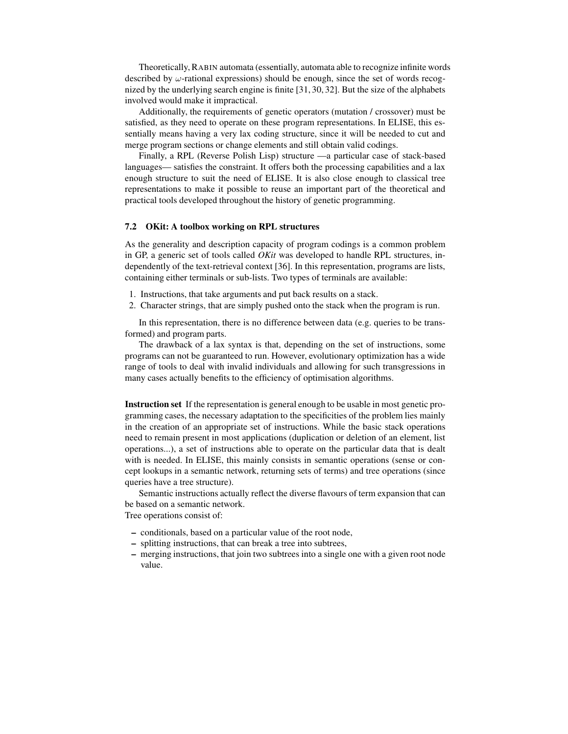Theoretically, RABIN automata (essentially, automata able to recognize infinite words described by $\omega$-rational expressions) should be enough, since the set of words recognized by the underlying search engine is finite [31, 30, 32]. But the size of the alphabets involved would make it impractical.

Additionally, the requirements of genetic operators (mutation / crossover) must be satisfied, as they need to operate on these program representations. In ELISE, this essentially means having a very lax coding structure, since it will be needed to cut and merge program sections or change elements and still obtain valid codings.

Finally, a RPL (Reverse Polish Lisp) structure —a particular case of stack-based languages— satisfies the constraint. It offers both the processing capabilities and a lax enough structure to suit the need of ELISE. It is also close enough to classical tree representations to make it possible to reuse an important part of the theoretical and practical tools developed throughout the history of genetic programming.

### 7.2 OKit: A toolbox working on RPL structures

As the generality and description capacity of program codings is a common problem in GP, a generic set of tools called *OKit* was developed to handle RPL structures, independently of the text-retrieval context [36]. In this representation, programs are lists, containing either terminals or sub-lists. Two types of terminals are available:

1. Instructions, that take arguments and put back results on a stack.
2. Character strings, that are simply pushed onto the stack when the program is run.

In this representation, there is no difference between data (e.g. queries to be transformed) and program parts.

The drawback of a lax syntax is that, depending on the set of instructions, some programs can not be guaranteed to run. However, evolutionary optimization has a wide range of tools to deal with invalid individuals and allowing for such transgressions in many cases actually benefits to the efficiency of optimisation algorithms.

**Instruction set** If the representation is general enough to be usable in most genetic programming cases, the necessary adaptation to the specificities of the problem lies mainly in the creation of an appropriate set of instructions. While the basic stack operations need to remain present in most applications (duplication or deletion of an element, list operations...), a set of instructions able to operate on the particular data that is dealt with is needed. In ELISE, this mainly consists in semantic operations (sense or concept lookups in a semantic network, returning sets of terms) and tree operations (since queries have a tree structure).

Semantic instructions actually reflect the diverse flavours of term expansion that can be based on a semantic network.
Tree operations consist of:

- conditionals, based on a particular value of the root node,
- splitting instructions, that can break a tree into subtrees,
- merging instructions, that join two subtrees into a single one with a given root node value.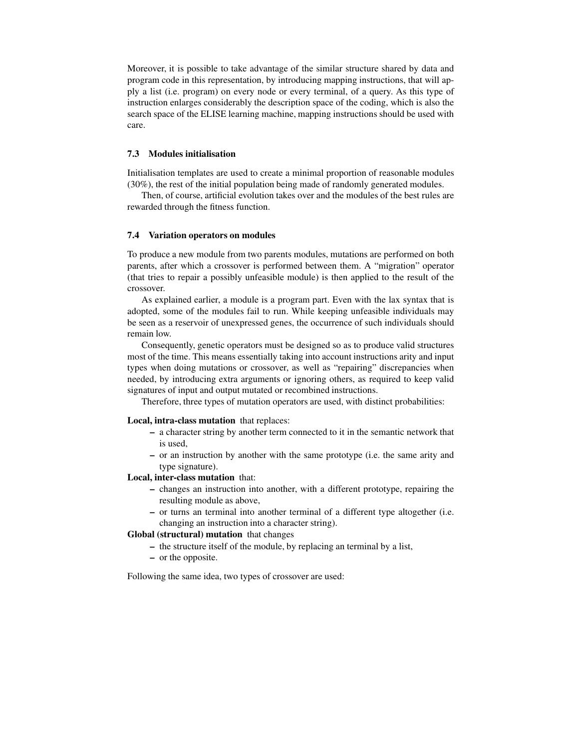Moreover, it is possible to take advantage of the similar structure shared by data and program code in this representation, by introducing mapping instructions, that will apply a list (i.e. program) on every node or every terminal, of a query. As this type of instruction enlarges considerably the description space of the coding, which is also the search space of the ELISE learning machine, mapping instructions should be used with care.

### 7.3 Modules initialisation

Initialisation templates are used to create a minimal proportion of reasonable modules (30%), the rest of the initial population being made of randomly generated modules.

Then, of course, artificial evolution takes over and the modules of the best rules are rewarded through the fitness function.

### 7.4 Variation operators on modules

To produce a new module from two parents modules, mutations are performed on both parents, after which a crossover is performed between them. A "migration" operator (that tries to repair a possibly unfeasible module) is then applied to the result of the crossover.

As explained earlier, a module is a program part. Even with the lax syntax that is adopted, some of the modules fail to run. While keeping unfeasible individuals may be seen as a reservoir of unexpressed genes, the occurrence of such individuals should remain low.

Consequently, genetic operators must be designed so as to produce valid structures most of the time. This means essentially taking into account instructions arity and input types when doing mutations or crossover, as well as "repairing" discrepancies when needed, by introducing extra arguments or ignoring others, as required to keep valid signatures of input and output mutated or recombined instructions.

Therefore, three types of mutation operators are used, with distinct probabilities:

**Local, intra-class mutation** that replaces:
- a character string by another term connected to it in the semantic network that is used,
- or an instruction by another with the same prototype (i.e. the same arity and type signature).

**Local, inter-class mutation** that:
- changes an instruction into another, with a different prototype, repairing the resulting module as above,
- or turns an terminal into another terminal of a different type altogether (i.e. changing an instruction into a character string).

**Global (structural) mutation** that changes
- the structure itself of the module, by replacing an terminal by a list,
- or the opposite.

Following the same idea, two types of crossover are used: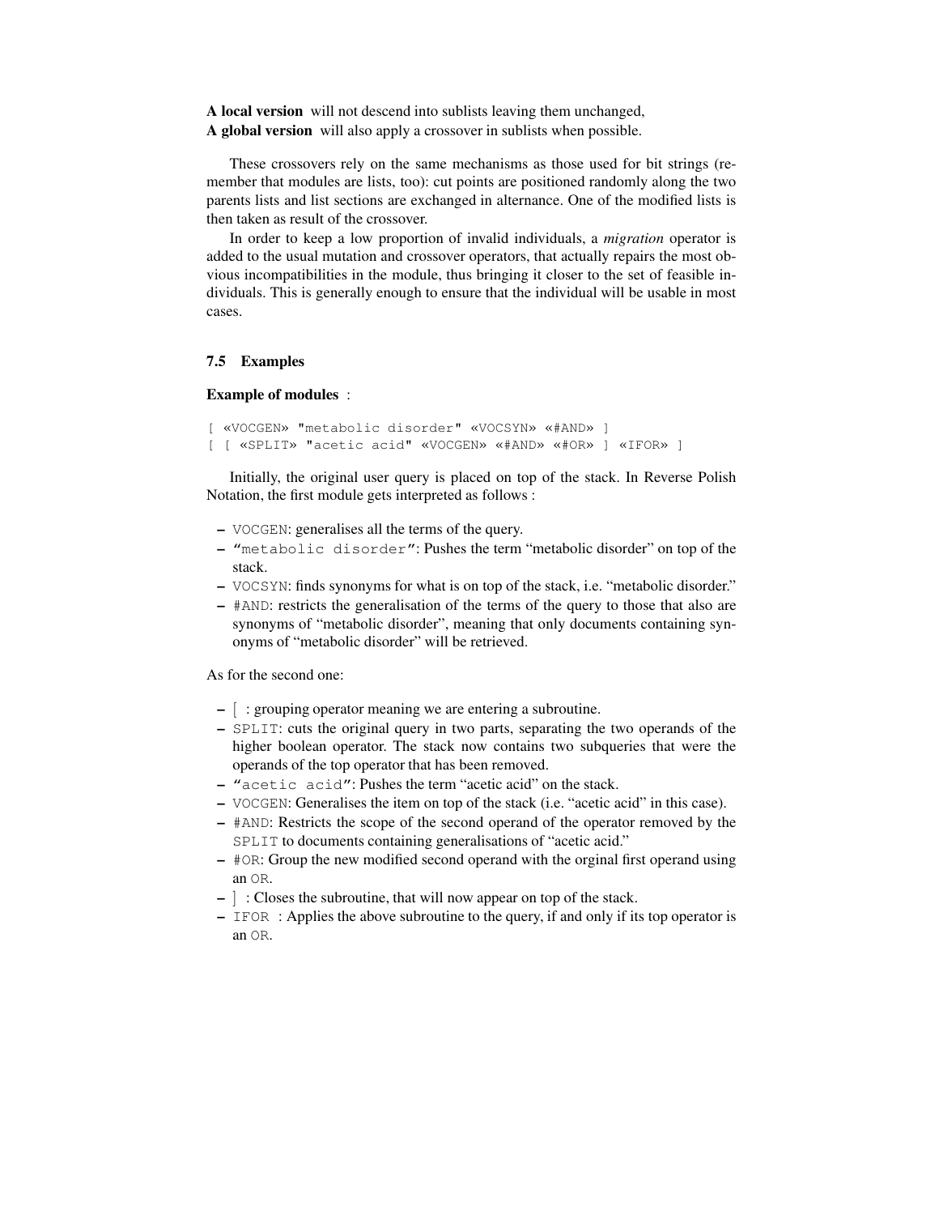**A local version** will not descend into sublists leaving them unchanged,
**A global version** will also apply a crossover in sublists when possible.

These crossovers rely on the same mechanisms as those used for bit strings (remember that modules are lists, too): cut points are positioned randomly along the two parents lists and list sections are exchanged in alternance. One of the modified lists is then taken as result of the crossover.

In order to keep a low proportion of invalid individuals, a *migration* operator is added to the usual mutation and crossover operators, that actually repairs the most obvious incompatibilities in the module, thus bringing it closer to the set of feasible individuals. This is generally enough to ensure that the individual will be usable in most cases.

### 7.5 Examples

**Example of modules** :

```
[ «VOCGEN» "metabolic disorder" «VOCSYN» «#AND» ]
[ [ «SPLIT» "acetic acid" «VOCGEN» «#AND» «#OR» ] «IFOR» ]
```

Initially, the original user query is placed on top of the stack. In Reverse Polish Notation, the first module gets interpreted as follows :

- VOCGEN: generalises all the terms of the query.
- "metabolic disorder": Pushes the term "metabolic disorder" on top of the stack.
- VOCSYN: finds synonyms for what is on top of the stack, i.e. "metabolic disorder."
- #AND: restricts the generalisation of the terms of the query to those that also are synonyms of "metabolic disorder", meaning that only documents containing synonyms of "metabolic disorder" will be retrieved.

As for the second one:

- [ : grouping operator meaning we are entering a subroutine.
- SPLIT: cuts the original query in two parts, separating the two operands of the higher boolean operator. The stack now contains two subqueries that were the operands of the top operator that has been removed.
- "acetic acid": Pushes the term "acetic acid" on the stack.
- VOCGEN: Generalises the item on top of the stack (i.e. "acetic acid" in this case).
- #AND: Restricts the scope of the second operand of the operator removed by the SPLIT to documents containing generalisations of "acetic acid."
- #OR: Group the new modified second operand with the orginal first operand using an OR.
- ] : Closes the subroutine, that will now appear on top of the stack.
- IFOR : Applies the above subroutine to the query, if and only if its top operator is an OR.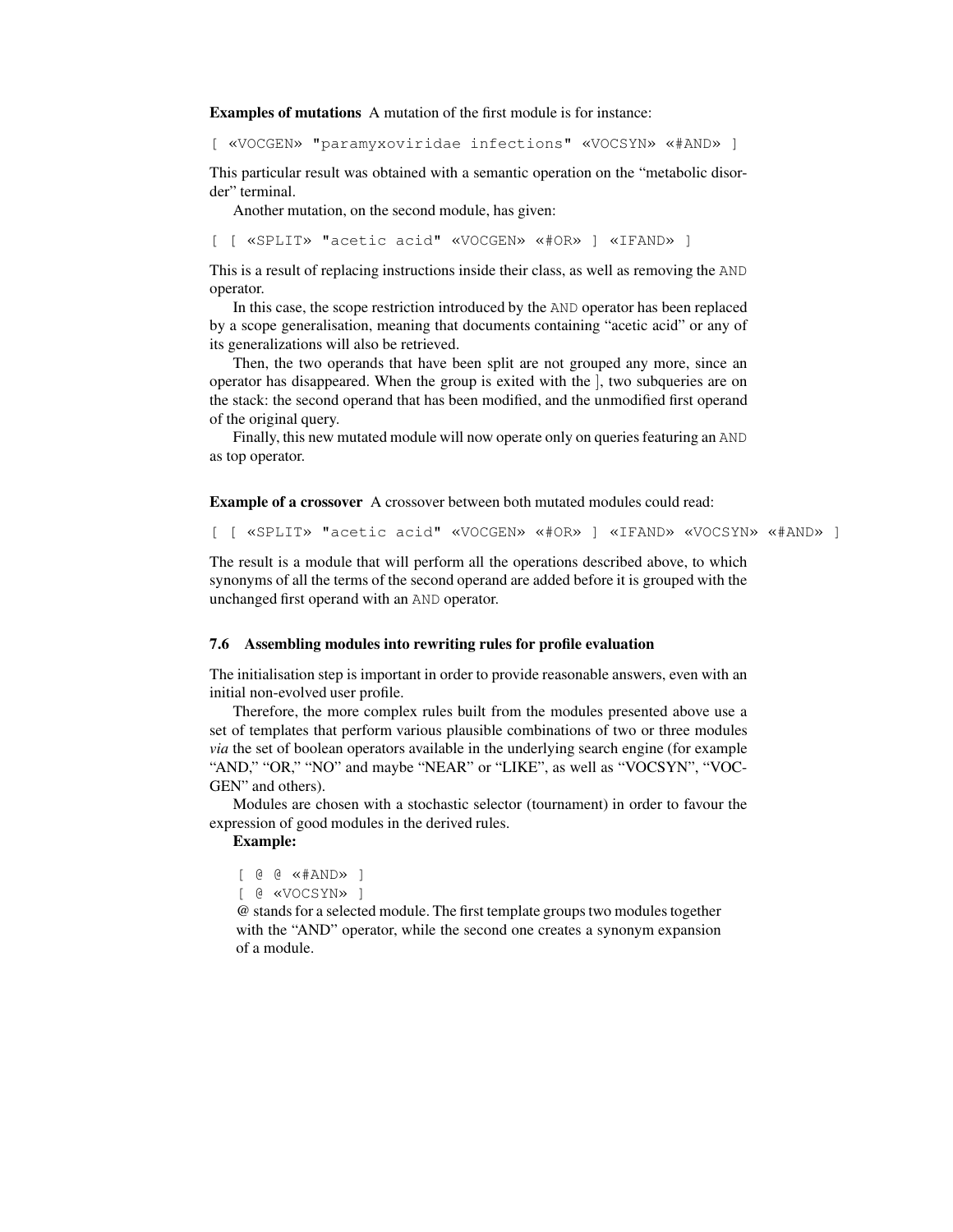**Examples of mutations** A mutation of the first module is for instance:

```
[ «VOCGEN» "paramyxoviridae infections" «VOCSYN» «#AND» ]
```

This particular result was obtained with a semantic operation on the "metabolic disorder" terminal.

Another mutation, on the second module, has given:

```
[ [ «SPLIT» "acetic acid" «VOCGEN» «#OR» ] «IFAND» ]
```

This is a result of replacing instructions inside their class, as well as removing the AND operator.

In this case, the scope restriction introduced by the AND operator has been replaced by a scope generalisation, meaning that documents containing "acetic acid" or any of its generalizations will also be retrieved.

Then, the two operands that have been split are not grouped any more, since an operator has disappeared. When the group is exited with the ], two subqueries are on the stack: the second operand that has been modified, and the unmodified first operand of the original query.

Finally, this new mutated module will now operate only on queries featuring an AND as top operator.

**Example of a crossover** A crossover between both mutated modules could read:

```
[ [ «SPLIT» "acetic acid" «VOCGEN» «#OR» ] «IFAND» «VOCSYN» «#AND» ]
```

The result is a module that will perform all the operations described above, to which synonyms of all the terms of the second operand are added before it is grouped with the unchanged first operand with an AND operator.

### 7.6 Assembling modules into rewriting rules for profile evaluation

The initialisation step is important in order to provide reasonable answers, even with an initial non-evolved user profile.

Therefore, the more complex rules built from the modules presented above use a set of templates that perform various plausible combinations of two or three modules *via* the set of boolean operators available in the underlying search engine (for example "AND," "OR," "NO" and maybe "NEAR" or "LIKE", as well as "VOCSYN", "VOCGEN" and others).

Modules are chosen with a stochastic selector (tournament) in order to favour the expression of good modules in the derived rules.

**Example:**

```
[ @ @ «#AND» ]
[ @ «VOCSYN» ]
```

@ stands for a selected module. The first template groups two modules together with the "AND" operator, while the second one creates a synonym expansion of a module.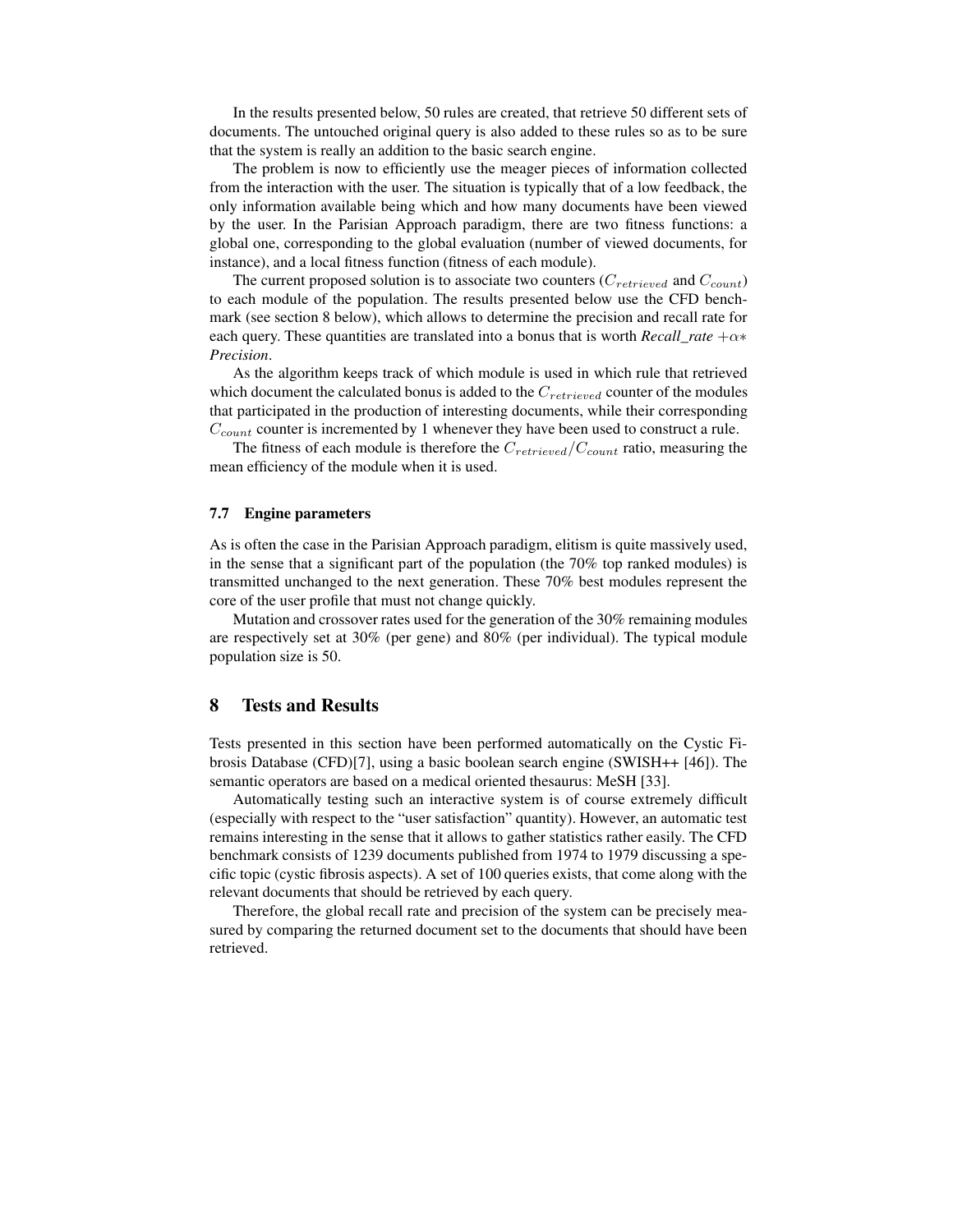In the results presented below, 50 rules are created, that retrieve 50 different sets of documents. The untouched original query is also added to these rules so as to be sure that the system is really an addition to the basic search engine.

The problem is now to efficiently use the meager pieces of information collected from the interaction with the user. The situation is typically that of a low feedback, the only information available being which and how many documents have been viewed by the user. In the Parisian Approach paradigm, there are two fitness functions: a global one, corresponding to the global evaluation (number of viewed documents, for instance), and a local fitness function (fitness of each module).

The current proposed solution is to associate two counters ($C_{retrieved}$ and $C_{count}$) to each module of the population. The results presented below use the CFD benchmark (see section 8 below), which allows to determine the precision and recall rate for each query. These quantities are translated into a bonus that is worth *Recall_rate* $+\alpha*$ *Precision*.

As the algorithm keeps track of which module is used in which rule that retrieved which document the calculated bonus is added to the $C_{retrieved}$ counter of the modules that participated in the production of interesting documents, while their corresponding $C_{count}$ counter is incremented by 1 whenever they have been used to construct a rule.

The fitness of each module is therefore the $C_{retrieved}/C_{count}$ ratio, measuring the mean efficiency of the module when it is used.

### 7.7 Engine parameters

As is often the case in the Parisian Approach paradigm, elitism is quite massively used, in the sense that a significant part of the population (the 70% top ranked modules) is transmitted unchanged to the next generation. These 70% best modules represent the core of the user profile that must not change quickly.

Mutation and crossover rates used for the generation of the 30% remaining modules are respectively set at 30% (per gene) and 80% (per individual). The typical module population size is 50.

## 8 Tests and Results

Tests presented in this section have been performed automatically on the Cystic Fibrosis Database (CFD)[7], using a basic boolean search engine (SWISH++ [46]). The semantic operators are based on a medical oriented thesaurus: MeSH [33].

Automatically testing such an interactive system is of course extremely difficult (especially with respect to the "user satisfaction" quantity). However, an automatic test remains interesting in the sense that it allows to gather statistics rather easily. The CFD benchmark consists of 1239 documents published from 1974 to 1979 discussing a specific topic (cystic fibrosis aspects). A set of 100 queries exists, that come along with the relevant documents that should be retrieved by each query.

Therefore, the global recall rate and precision of the system can be precisely measured by comparing the returned document set to the documents that should have been retrieved.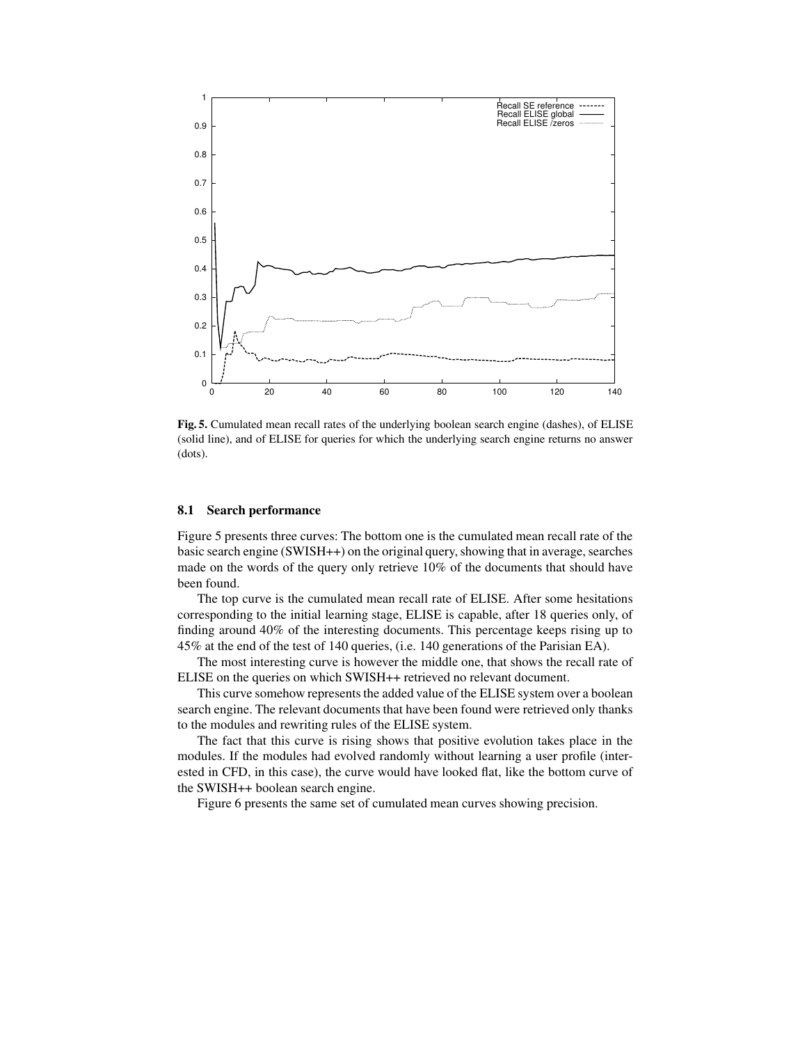**Fig. 5.** Cumulated mean recall rates of the underlying boolean search engine (dashes), of ELISE (solid line), and of ELISE for queries for which the underlying search engine returns no answer (dots).

### 8.1 Search performance

Figure 5 presents three curves: The bottom one is the cumulated mean recall rate of the basic search engine (SWISH++) on the original query, showing that in average, searches made on the words of the query only retrieve 10% of the documents that should have been found.

The top curve is the cumulated mean recall rate of ELISE. After some hesitations corresponding to the initial learning stage, ELISE is capable, after 18 queries only, of finding around 40% of the interesting documents. This percentage keeps rising up to 45% at the end of the test of 140 queries, (i.e. 140 generations of the Parisian EA).

The most interesting curve is however the middle one, that shows the recall rate of ELISE on the queries on which SWISH++ retrieved no relevant document.

This curve somehow represents the added value of the ELISE system over a boolean search engine. The relevant documents that have been found were retrieved only thanks to the modules and rewriting rules of the ELISE system.

The fact that this curve is rising shows that positive evolution takes place in the modules. If the modules had evolved randomly without learning a user profile (interested in CFD, in this case), the curve would have looked flat, like the bottom curve of the SWISH++ boolean search engine.

Figure 6 presents the same set of cumulated mean curves showing precision.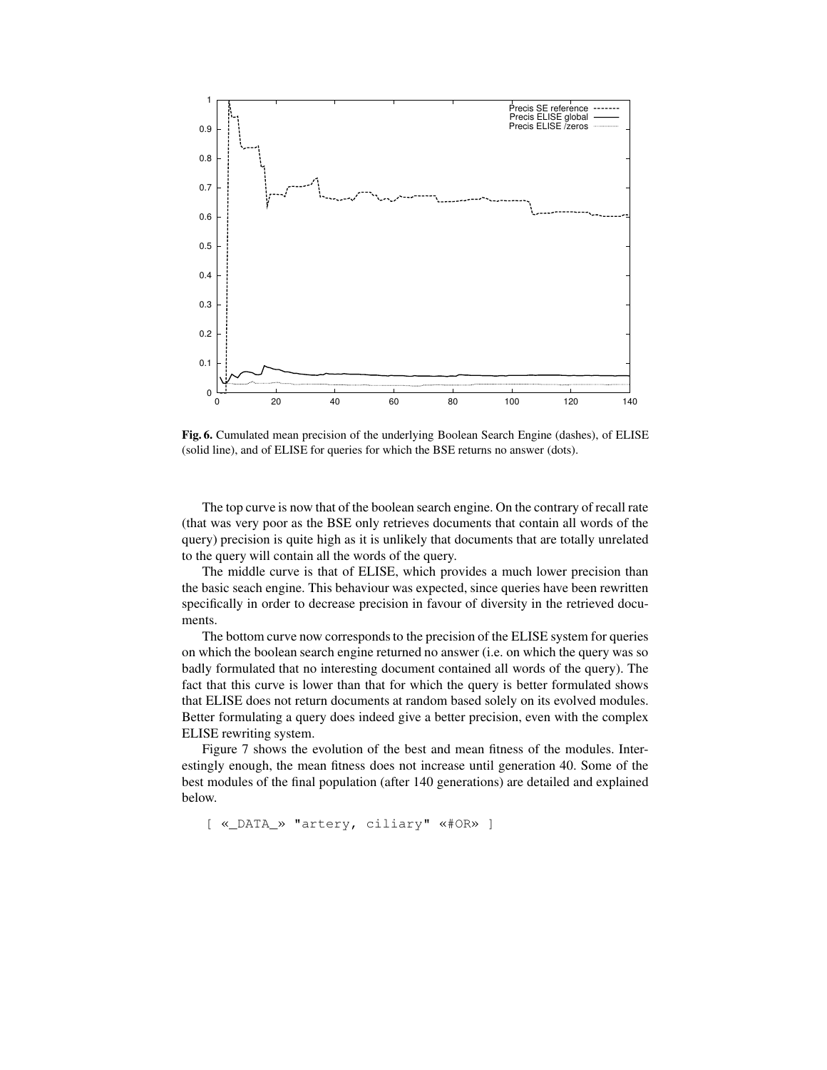**Fig. 6.** Cumulated mean precision of the underlying Boolean Search Engine (dashes), of ELISE (solid line), and of ELISE for queries for which the BSE returns no answer (dots).

The top curve is now that of the boolean search engine. On the contrary of recall rate (that was very poor as the BSE only retrieves documents that contain all words of the query) precision is quite high as it is unlikely that documents that are totally unrelated to the query will contain all the words of the query.

The middle curve is that of ELISE, which provides a much lower precision than the basic seach engine. This behaviour was expected, since queries have been rewritten specifically in order to decrease precision in favour of diversity in the retrieved documents.

The bottom curve now corresponds to the precision of the ELISE system for queries on which the boolean search engine returned no answer (i.e. on which the query was so badly formulated that no interesting document contained all words of the query). The fact that this curve is lower than that for which the query is better formulated shows that ELISE does not return documents at random based solely on its evolved modules. Better formulating a query does indeed give a better precision, even with the complex ELISE rewriting system.

Figure 7 shows the evolution of the best and mean fitness of the modules. Interestingly enough, the mean fitness does not increase until generation 40. Some of the best modules of the final population (after 140 generations) are detailed and explained below.

```
[ «_DATA_» "artery, ciliary" «#OR» ]
```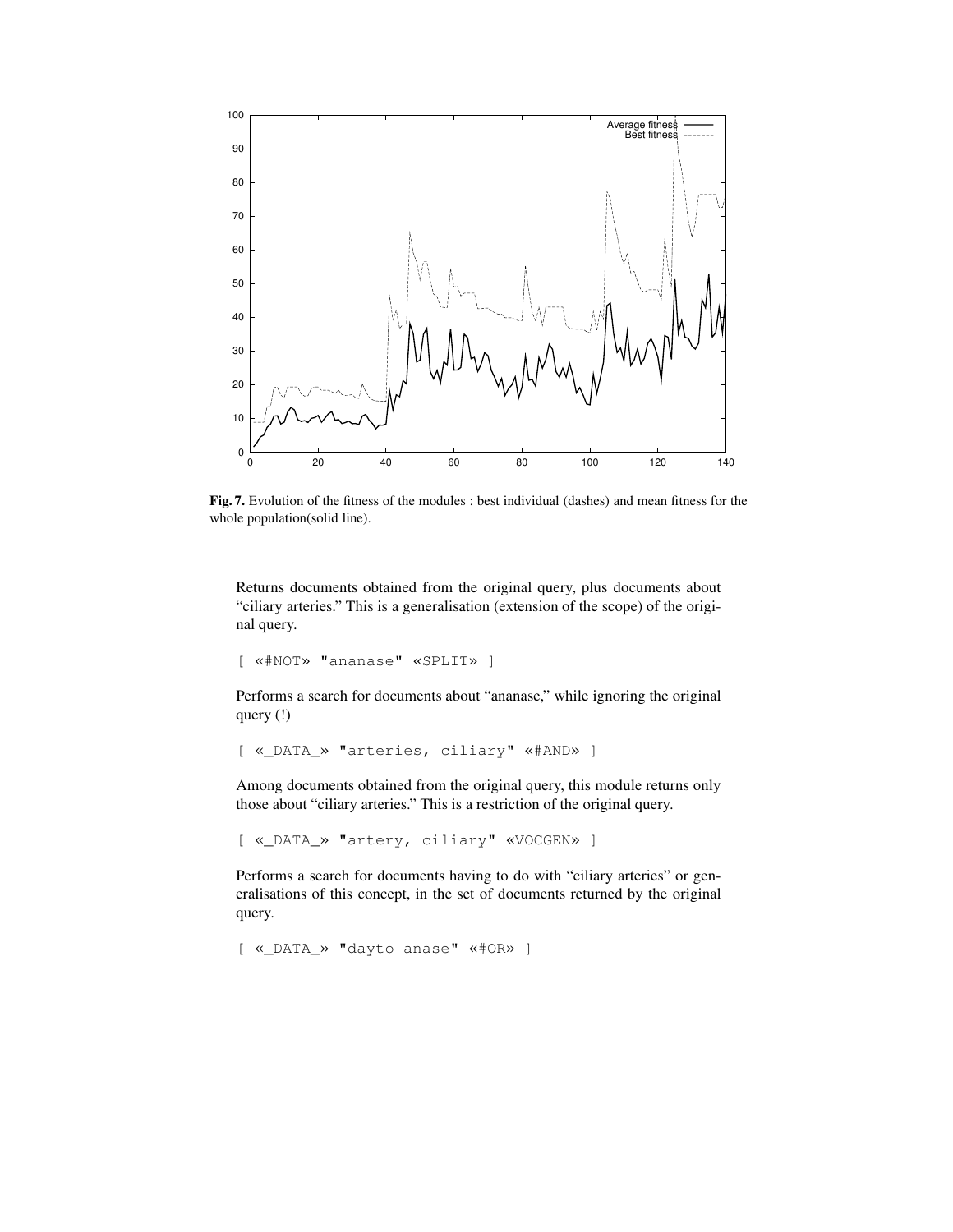Fig. 7. Evolution of the fitness of the modules : best individual (dashes) and mean fitness for the whole population(solid line).

Returns documents obtained from the original query, plus documents about "ciliary arteries." This is a generalisation (extension of the scope) of the original query.

```
[ «#NOT» "ananase" «SPLIT» ]
```

Performs a search for documents about "ananase," while ignoring the original query (!)

```
[ «_DATA_» "arteries, ciliary" «#AND» ]
```

Among documents obtained from the original query, this module returns only those about "ciliary arteries." This is a restriction of the original query.

```
[ «_DATA_» "artery, ciliary" «VOCGEN» ]
```

Performs a search for documents having to do with "ciliary arteries" or generalisations of this concept, in the set of documents returned by the original query.

```
[ «_DATA_» "dayto anase" «#OR» ]
```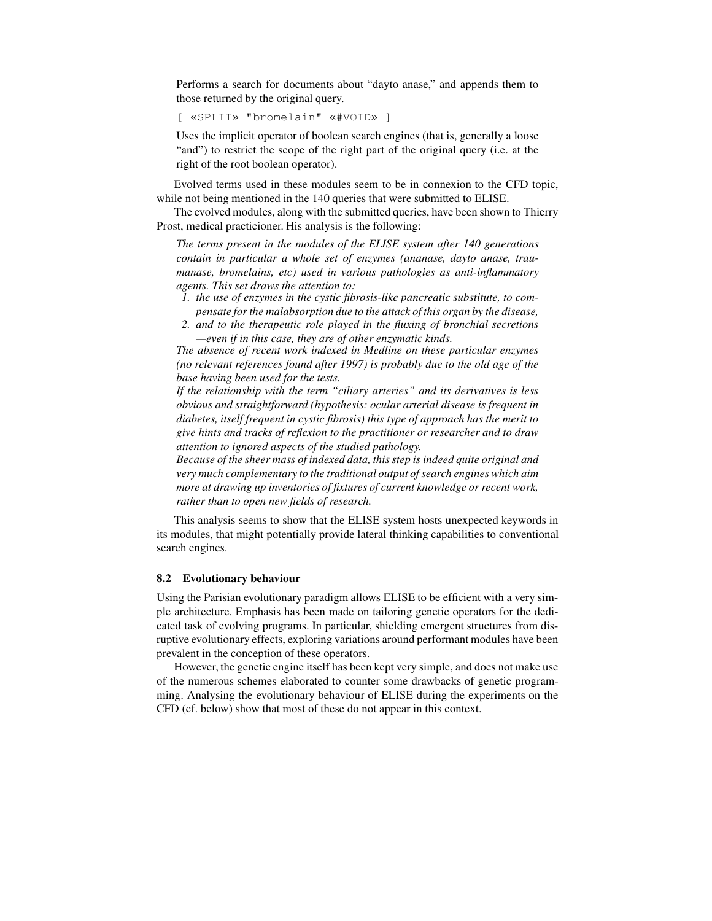Performs a search for documents about "dayto anase," and appends them to those returned by the original query.

```
[ «SPLIT» "bromelain" «#VOID» ]
```

Uses the implicit operator of boolean search engines (that is, generally a loose "and") to restrict the scope of the right part of the original query (i.e. at the right of the root boolean operator).

Evolved terms used in these modules seem to be in connexion to the CFD topic, while not being mentioned in the 140 queries that were submitted to ELISE.

The evolved modules, along with the submitted queries, have been shown to Thierry Prost, medical practicioner. His analysis is the following:

*The terms present in the modules of the ELISE system after 140 generations contain in particular a whole set of enzymes (ananase, dayto anase, traumanase, bromelains, etc) used in various pathologies as anti-inflammatory agents. This set draws the attention to:*

1. *the use of enzymes in the cystic fibrosis-like pancreatic substitute, to compensate for the malabsorption due to the attack of this organ by the disease,*
2. *and to the therapeutic role played in the fluxing of bronchial secretions —even if in this case, they are of other enzymatic kinds.*

*The absence of recent work indexed in Medline on these particular enzymes (no relevant references found after 1997) is probably due to the old age of the base having been used for the tests.*

*If the relationship with the term "ciliary arteries" and its derivatives is less obvious and straightforward (hypothesis: ocular arterial disease is frequent in diabetes, itself frequent in cystic fibrosis) this type of approach has the merit to give hints and tracks of reflexion to the practitioner or researcher and to draw attention to ignored aspects of the studied pathology.*

*Because of the sheer mass of indexed data, this step is indeed quite original and very much complementary to the traditional output of search engines which aim more at drawing up inventories of fixtures of current knowledge or recent work, rather than to open new fields of research.*

This analysis seems to show that the ELISE system hosts unexpected keywords in its modules, that might potentially provide lateral thinking capabilities to conventional search engines.

### 8.2 Evolutionary behaviour

Using the Parisian evolutionary paradigm allows ELISE to be efficient with a very simple architecture. Emphasis has been made on tailoring genetic operators for the dedicated task of evolving programs. In particular, shielding emergent structures from disruptive evolutionary effects, exploring variations around performant modules have been prevalent in the conception of these operators.

However, the genetic engine itself has been kept very simple, and does not make use of the numerous schemes elaborated to counter some drawbacks of genetic programming. Analysing the evolutionary behaviour of ELISE during the experiments on the CFD (cf. below) show that most of these do not appear in this context.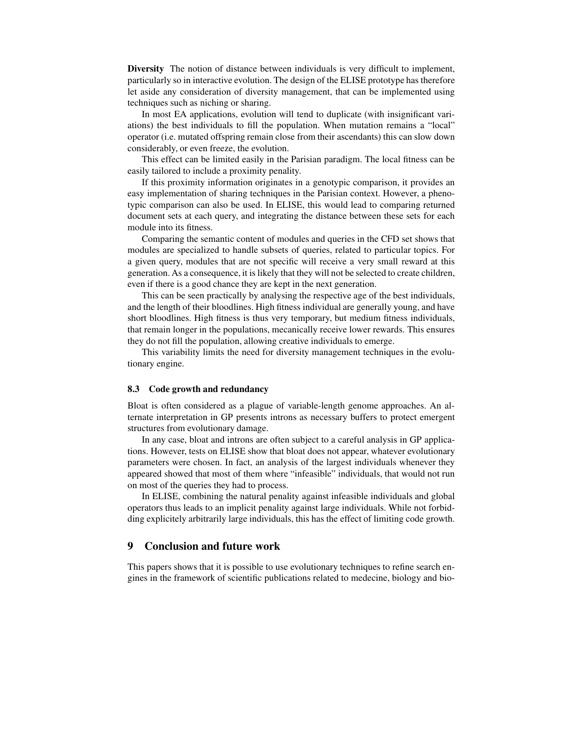**Diversity** The notion of distance between individuals is very difficult to implement, particularly so in interactive evolution. The design of the ELISE prototype has therefore let aside any consideration of diversity management, that can be implemented using techniques such as niching or sharing.

In most EA applications, evolution will tend to duplicate (with insignificant variations) the best individuals to fill the population. When mutation remains a "local" operator (i.e. mutated offspring remain close from their ascendants) this can slow down considerably, or even freeze, the evolution.

This effect can be limited easily in the Parisian paradigm. The local fitness can be easily tailored to include a proximity penalty.

If this proximity information originates in a genotypic comparison, it provides an easy implementation of sharing techniques in the Parisian context. However, a phenotypic comparison can also be used. In ELISE, this would lead to comparing returned document sets at each query, and integrating the distance between these sets for each module into its fitness.

Comparing the semantic content of modules and queries in the CFD set shows that modules are specialized to handle subsets of queries, related to particular topics. For a given query, modules that are not specific will receive a very small reward at this generation. As a consequence, it is likely that they will not be selected to create children, even if there is a good chance they are kept in the next generation.

This can be seen practically by analysing the respective age of the best individuals, and the length of their bloodlines. High fitness individual are generally young, and have short bloodlines. High fitness is thus very temporary, but medium fitness individuals, that remain longer in the populations, mecanically receive lower rewards. This ensures they do not fill the population, allowing creative individuals to emerge.

This variability limits the need for diversity management techniques in the evolutionary engine.

### 8.3 Code growth and redundancy

Bloat is often considered as a plague of variable-length genome approaches. An alternate interpretation in GP presents introns as necessary buffers to protect emergent structures from evolutionary damage.

In any case, bloat and introns are often subject to a careful analysis in GP applications. However, tests on ELISE show that bloat does not appear, whatever evolutionary parameters were chosen. In fact, an analysis of the largest individuals whenever they appeared showed that most of them where "infeasible" individuals, that would not run on most of the queries they had to process.

In ELISE, combining the natural penality against infeasible individuals and global operators thus leads to an implicit penality against large individuals. While not forbidding explicitely arbitrarily large individuals, this has the effect of limiting code growth.

## 9 Conclusion and future work

This papers shows that it is possible to use evolutionary techniques to refine search engines in the framework of scientific publications related to medecine, biology and bio-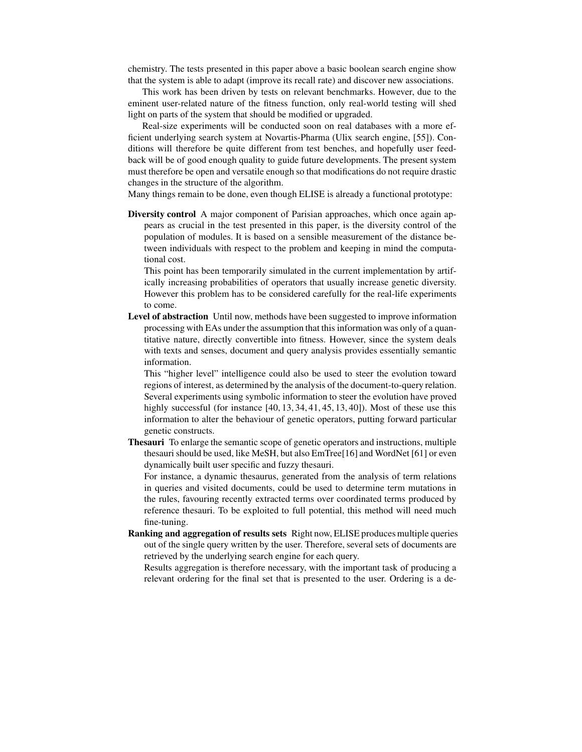chemistry. The tests presented in this paper above a basic boolean search engine show that the system is able to adapt (improve its recall rate) and discover new associations.

This work has been driven by tests on relevant benchmarks. However, due to the eminent user-related nature of the fitness function, only real-world testing will shed light on parts of the system that should be modified or upgraded.

Real-size experiments will be conducted soon on real databases with a more efficient underlying search system at Novartis-Pharma (Ulix search engine, [55]). Conditions will therefore be quite different from test benches, and hopefully user feedback will be of good enough quality to guide future developments. The present system must therefore be open and versatile enough so that modifications do not require drastic changes in the structure of the algorithm.

Many things remain to be done, even though ELISE is already a functional prototype:

**Diversity control** A major component of Parisian approaches, which once again appears as crucial in the test presented in this paper, is the diversity control of the population of modules. It is based on a sensible measurement of the distance between individuals with respect to the problem and keeping in mind the computational cost.

This point has been temporarily simulated in the current implementation by artifically increasing probabilities of operators that usually increase genetic diversity. However this problem has to be considered carefully for the real-life experiments to come.

**Level of abstraction** Until now, methods have been suggested to improve information processing with EAs under the assumption that this information was only of a quantitative nature, directly convertible into fitness. However, since the system deals with texts and senses, document and query analysis provides essentially semantic information.

This "higher level" intelligence could also be used to steer the evolution toward regions of interest, as determined by the analysis of the document-to-query relation. Several experiments using symbolic information to steer the evolution have proved highly successful (for instance [40, 13, 34, 41, 45, 13, 40]). Most of these use this information to alter the behaviour of genetic operators, putting forward particular genetic constructs.

**Thesauri** To enlarge the semantic scope of genetic operators and instructions, multiple thesauri should be used, like MeSH, but also EmTree[16] and WordNet [61] or even dynamically built user specific and fuzzy thesauri.

For instance, a dynamic thesaurus, generated from the analysis of term relations in queries and visited documents, could be used to determine term mutations in the rules, favouring recently extracted terms over coordinated terms produced by reference thesauri. To be exploited to full potential, this method will need much fine-tuning.

**Ranking and aggregation of results sets** Right now, ELISE produces multiple queries out of the single query written by the user. Therefore, several sets of documents are retrieved by the underlying search engine for each query.

Results aggregation is therefore necessary, with the important task of producing a relevant ordering for the final set that is presented to the user. Ordering is a de-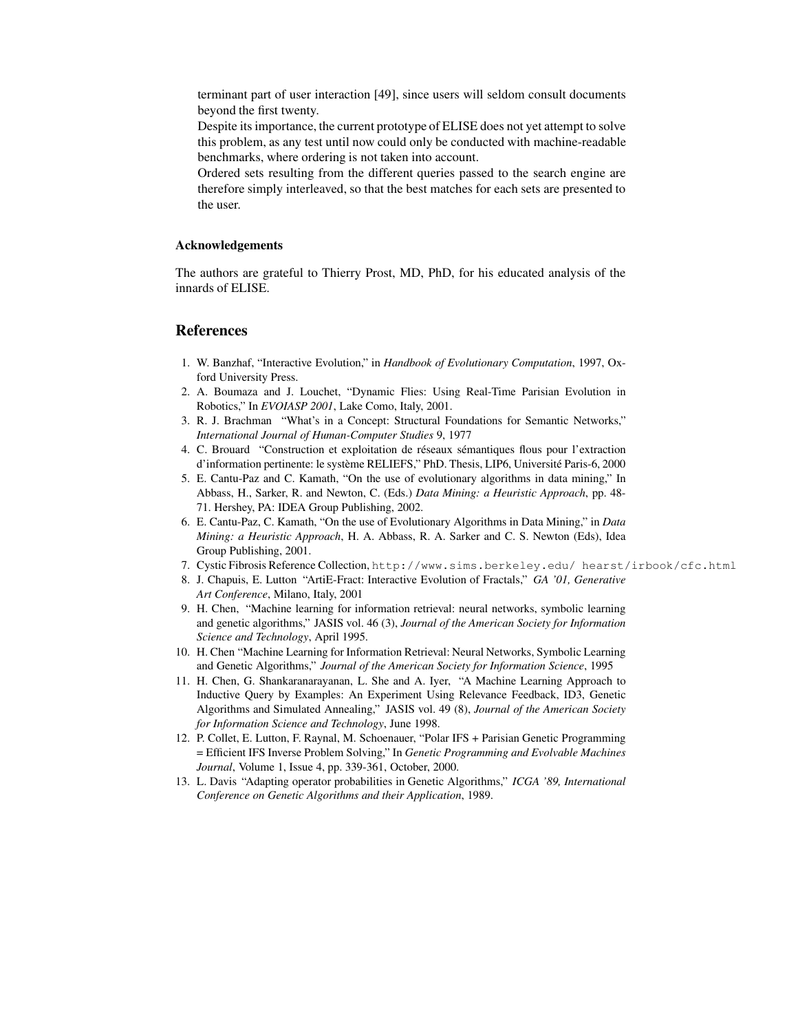terminant part of user interaction [49], since users will seldom consult documents beyond the first twenty.

Despite its importance, the current prototype of ELISE does not yet attempt to solve this problem, as any test until now could only be conducted with machine-readable benchmarks, where ordering is not taken into account.

Ordered sets resulting from the different queries passed to the search engine are therefore simply interleaved, so that the best matches for each sets are presented to the user.

### Acknowledgements

The authors are grateful to Thierry Prost, MD, PhD, for his educated analysis of the innards of ELISE.

## References

1. W. Banzhaf, "Interactive Evolution," in *Handbook of Evolutionary Computation*, 1997, Oxford University Press.
2. A. Boumaza and J. Louchet, "Dynamic Flies: Using Real-Time Parisian Evolution in Robotics," In *EVOIASP 2001*, Lake Como, Italy, 2001.
3. R. J. Brachman "What's in a Concept: Structural Foundations for Semantic Networks," *International Journal of Human-Computer Studies* 9, 1977
4. C. Brouard "Construction et exploitation de réseaux sémantiques flous pour l'extraction d'information pertinente: le système RELIEFS," PhD. Thesis, LIP6, Université Paris-6, 2000
5. E. Cantu-Paz and C. Kamath, "On the use of evolutionary algorithms in data mining," In Abbass, H., Sarker, R. and Newton, C. (Eds.) *Data Mining: a Heuristic Approach*, pp. 48-71. Hershey, PA: IDEA Group Publishing, 2002.
6. E. Cantu-Paz, C. Kamath, "On the use of Evolutionary Algorithms in Data Mining," in *Data Mining: a Heuristic Approach*, H. A. Abbass, R. A. Sarker and C. S. Newton (Eds), Idea Group Publishing, 2001.
7. Cystic Fibrosis Reference Collection, `http://www.sims.berkeley.edu/ hearst/irbook/cfc.html`
8. J. Chapuis, E. Lutton "ArtiE-Fract: Interactive Evolution of Fractals," *GA '01, Generative Art Conference*, Milano, Italy, 2001
9. H. Chen, "Machine learning for information retrieval: neural networks, symbolic learning and genetic algorithms," JASIS vol. 46 (3), *Journal of the American Society for Information Science and Technology*, April 1995.
10. H. Chen "Machine Learning for Information Retrieval: Neural Networks, Symbolic Learning and Genetic Algorithms," *Journal of the American Society for Information Science*, 1995
11. H. Chen, G. Shankaranarayanan, L. She and A. Iyer, "A Machine Learning Approach to Inductive Query by Examples: An Experiment Using Relevance Feedback, ID3, Genetic Algorithms and Simulated Annealing," JASIS vol. 49 (8), *Journal of the American Society for Information Science and Technology*, June 1998.
12. P. Collet, E. Lutton, F. Raynal, M. Schoenauer, "Polar IFS + Parisian Genetic Programming = Efficient IFS Inverse Problem Solving," In *Genetic Programming and Evolvable Machines Journal*, Volume 1, Issue 4, pp. 339-361, October, 2000.
13. L. Davis "Adapting operator probabilities in Genetic Algorithms," *ICGA '89, International Conference on Genetic Algorithms and their Application*, 1989.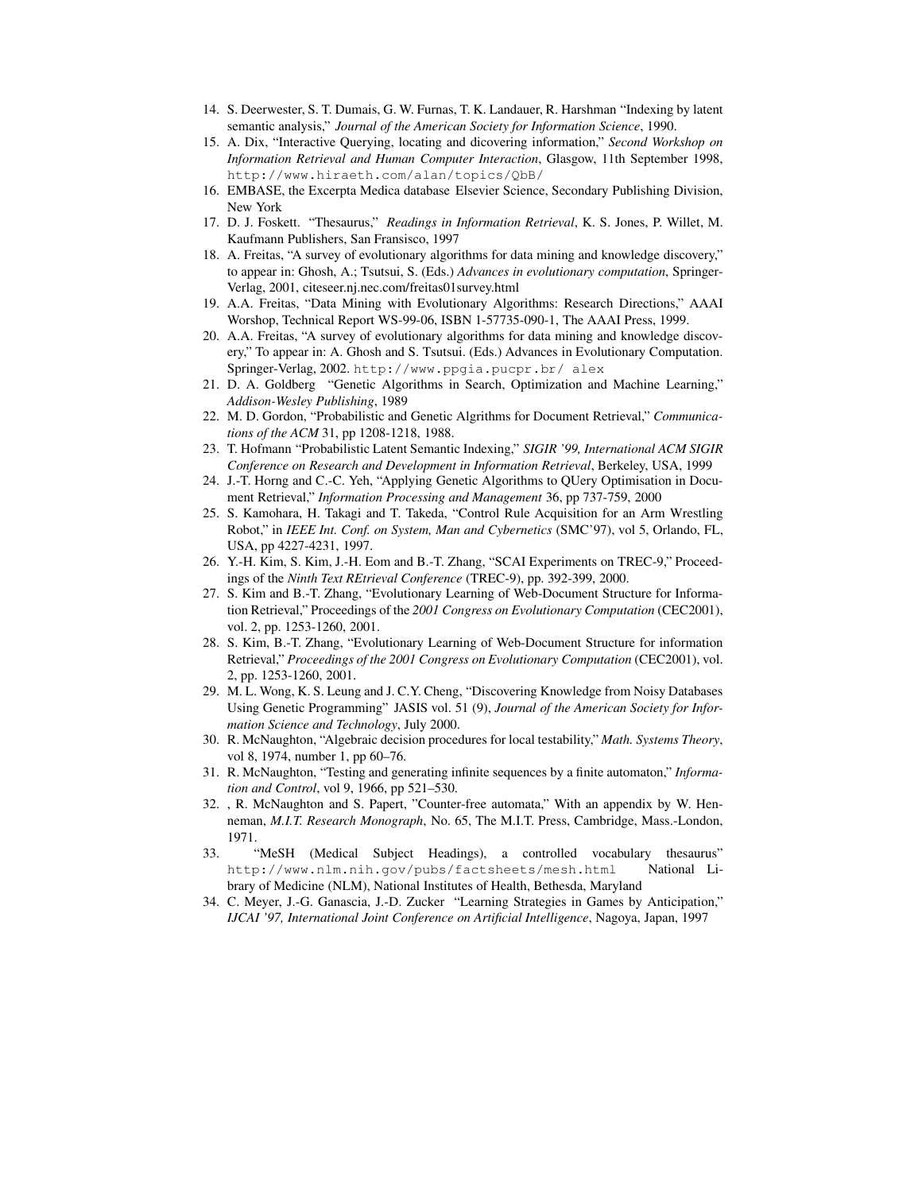14. S. Deerwester, S. T. Dumais, G. W. Furnas, T. K. Landauer, R. Harshman "Indexing by latent semantic analysis," *Journal of the American Society for Information Science*, 1990.
15. A. Dix, "Interactive Querying, locating and dicovering information," *Second Workshop on Information Retrieval and Human Computer Interaction*, Glasgow, 11th September 1998, `http://www.hiraeth.com/alan/topics/QbB/`
16. EMBASE, the Excerpta Medica database Elsevier Science, Secondary Publishing Division, New York
17. D. J. Foskett. "Thesaurus," *Readings in Information Retrieval*, K. S. Jones, P. Willet, M. Kaufmann Publishers, San Fransisco, 1997
18. A. Freitas, "A survey of evolutionary algorithms for data mining and knowledge discovery," to appear in: Ghosh, A.; Tsutsui, S. (Eds.) *Advances in evolutionary computation*, Springer-Verlag, 2001, citeseer.nj.nec.com/freitas01survey.html
19. A.A. Freitas, "Data Mining with Evolutionary Algorithms: Research Directions," AAAI Worshop, Technical Report WS-99-06, ISBN 1-57735-090-1, The AAAI Press, 1999.
20. A.A. Freitas, "A survey of evolutionary algorithms for data mining and knowledge discovery," To appear in: A. Ghosh and S. Tsutsui. (Eds.) Advances in Evolutionary Computation. Springer-Verlag, 2002. `http://www.ppgia.pucpr.br/ alex`
21. D. A. Goldberg "Genetic Algorithms in Search, Optimization and Machine Learning," *Addison-Wesley Publishing*, 1989
22. M. D. Gordon, "Probabilistic and Genetic Algrithms for Document Retrieval," *Communications of the ACM* 31, pp 1208-1218, 1988.
23. T. Hofmann "Probabilistic Latent Semantic Indexing," *SIGIR '99, International ACM SIGIR Conference on Research and Development in Information Retrieval*, Berkeley, USA, 1999
24. J.-T. Horng and C.-C. Yeh, "Applying Genetic Algorithms to QUery Optimisation in Document Retrieval," *Information Processing and Management* 36, pp 737-759, 2000
25. S. Kamohara, H. Takagi and T. Takeda, "Control Rule Acquisition for an Arm Wrestling Robot," in *IEEE Int. Conf. on System, Man and Cybernetics* (SMC'97), vol 5, Orlando, FL, USA, pp 4227-4231, 1997.
26. Y.-H. Kim, S. Kim, J.-H. Eom and B.-T. Zhang, "SCAI Experiments on TREC-9," Proceedings of the *Ninth Text REtrieval Conference* (TREC-9), pp. 392-399, 2000.
27. S. Kim and B.-T. Zhang, "Evolutionary Learning of Web-Document Structure for Information Retrieval," Proceedings of the *2001 Congress on Evolutionary Computation* (CEC2001), vol. 2, pp. 1253-1260, 2001.
28. S. Kim, B.-T. Zhang, "Evolutionary Learning of Web-Document Structure for information Retrieval," *Proceedings of the 2001 Congress on Evolutionary Computation* (CEC2001), vol. 2, pp. 1253-1260, 2001.
29. M. L. Wong, K. S. Leung and J. C.Y. Cheng, "Discovering Knowledge from Noisy Databases Using Genetic Programming" JASIS vol. 51 (9), *Journal of the American Society for Information Science and Technology*, July 2000.
30. R. McNaughton, "Algebraic decision procedures for local testability," *Math. Systems Theory*, vol 8, 1974, number 1, pp 60–76.
31. R. McNaughton, "Testing and generating infinite sequences by a finite automaton," *Information and Control*, vol 9, 1966, pp 521–530.
32. , R. McNaughton and S. Papert, "Counter-free automata," With an appendix by W. Henneman, *M.I.T. Research Monograph*, No. 65, The M.I.T. Press, Cambridge, Mass.-London, 1971.
33. "MeSH (Medical Subject Headings), a controlled vocabulary thesaurus" `http://www.nlm.nih.gov/pubs/factsheets/mesh.html` National Library of Medicine (NLM), National Institutes of Health, Bethesda, Maryland
34. C. Meyer, J.-G. Ganascia, J.-D. Zucker "Learning Strategies in Games by Anticipation," *IJCAI '97, International Joint Conference on Artificial Intelligence*, Nagoya, Japan, 1997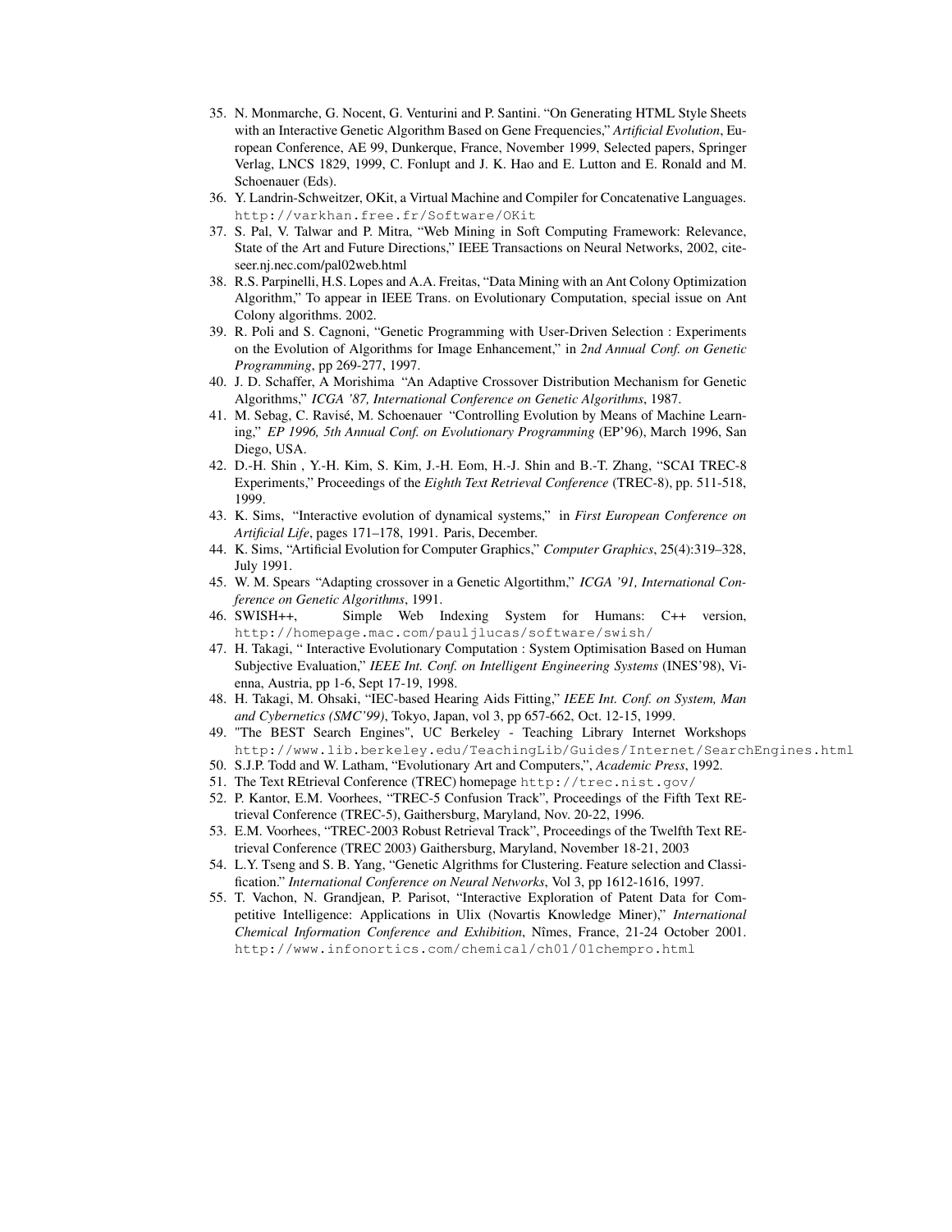35. N. Monmarche, G. Nocent, G. Venturini and P. Santini. "On Generating HTML Style Sheets with an Interactive Genetic Algorithm Based on Gene Frequencies," *Artificial Evolution*, European Conference, AE 99, Dunkerque, France, November 1999, Selected papers, Springer Verlag, LNCS 1829, 1999, C. Fonlupt and J. K. Hao and E. Lutton and E. Ronald and M. Schoenauer (Eds).
36. Y. Landrin-Schweitzer, OKit, a Virtual Machine and Compiler for Concatenative Languages. `http://varkhan.free.fr/Software/OKit`
37. S. Pal, V. Talwar and P. Mitra, "Web Mining in Soft Computing Framework: Relevance, State of the Art and Future Directions," IEEE Transactions on Neural Networks, 2002, citeseer.nj.nec.com/pal02web.html
38. R.S. Parpinelli, H.S. Lopes and A.A. Freitas, "Data Mining with an Ant Colony Optimization Algorithm," To appear in IEEE Trans. on Evolutionary Computation, special issue on Ant Colony algorithms. 2002.
39. R. Poli and S. Cagnoni, "Genetic Programming with User-Driven Selection : Experiments on the Evolution of Algorithms for Image Enhancement," in *2nd Annual Conf. on Genetic Programming*, pp 269-277, 1997.
40. J. D. Schaffer, A Morishima "An Adaptive Crossover Distribution Mechanism for Genetic Algorithms," *ICGA '87, International Conference on Genetic Algorithms*, 1987.
41. M. Sebag, C. Ravisé, M. Schoenauer "Controlling Evolution by Means of Machine Learning," *EP 1996, 5th Annual Conf. on Evolutionary Programming* (EP'96), March 1996, San Diego, USA.
42. D.-H. Shin , Y.-H. Kim, S. Kim, J.-H. Eom, H.-J. Shin and B.-T. Zhang, "SCAI TREC-8 Experiments," Proceedings of the *Eighth Text Retrieval Conference* (TREC-8), pp. 511-518, 1999.
43. K. Sims, "Interactive evolution of dynamical systems," in *First European Conference on Artificial Life*, pages 171–178, 1991. Paris, December.
44. K. Sims, "Artificial Evolution for Computer Graphics," *Computer Graphics*, 25(4):319–328, July 1991.
45. W. M. Spears "Adapting crossover in a Genetic Algortithm," *ICGA '91, International Conference on Genetic Algorithms*, 1991.
46. SWISH++, Simple Web Indexing System for Humans: C++ version, `http://homepage.mac.com/pauljlucas/software/swish/`
47. H. Takagi, " Interactive Evolutionary Computation : System Optimisation Based on Human Subjective Evaluation," *IEEE Int. Conf. on Intelligent Engineering Systems* (INES'98), Vienna, Austria, pp 1-6, Sept 17-19, 1998.
48. H. Takagi, M. Ohsaki, "IEC-based Hearing Aids Fitting," *IEEE Int. Conf. on System, Man and Cybernetics (SMC'99)*, Tokyo, Japan, vol 3, pp 657-662, Oct. 12-15, 1999.
49. "The BEST Search Engines", UC Berkeley - Teaching Library Internet Workshops `http://www.lib.berkeley.edu/TeachingLib/Guides/Internet/SearchEngines.html`
50. S.J.P. Todd and W. Latham, "Evolutionary Art and Computers,", *Academic Press*, 1992.
51. The Text REtrieval Conference (TREC) homepage `http://trec.nist.gov/`
52. P. Kantor, E.M. Voorhees, "TREC-5 Confusion Track", Proceedings of the Fifth Text REtrieval Conference (TREC-5), Gaithersburg, Maryland, Nov. 20-22, 1996.
53. E.M. Voorhees, "TREC-2003 Robust Retrieval Track", Proceedings of the Twelfth Text REtrieval Conference (TREC 2003) Gaithersburg, Maryland, November 18-21, 2003
54. L.Y. Tseng and S. B. Yang, "Genetic Algrithms for Clustering. Feature selection and Classification." *International Conference on Neural Networks*, Vol 3, pp 1612-1616, 1997.
55. T. Vachon, N. Grandjean, P. Parisot, "Interactive Exploration of Patent Data for Competitive Intelligence: Applications in Ulix (Novartis Knowledge Miner)," *International Chemical Information Conference and Exhibition*, Nîmes, France, 21-24 October 2001. `http://www.infonortics.com/chemical/ch01/01chempro.html`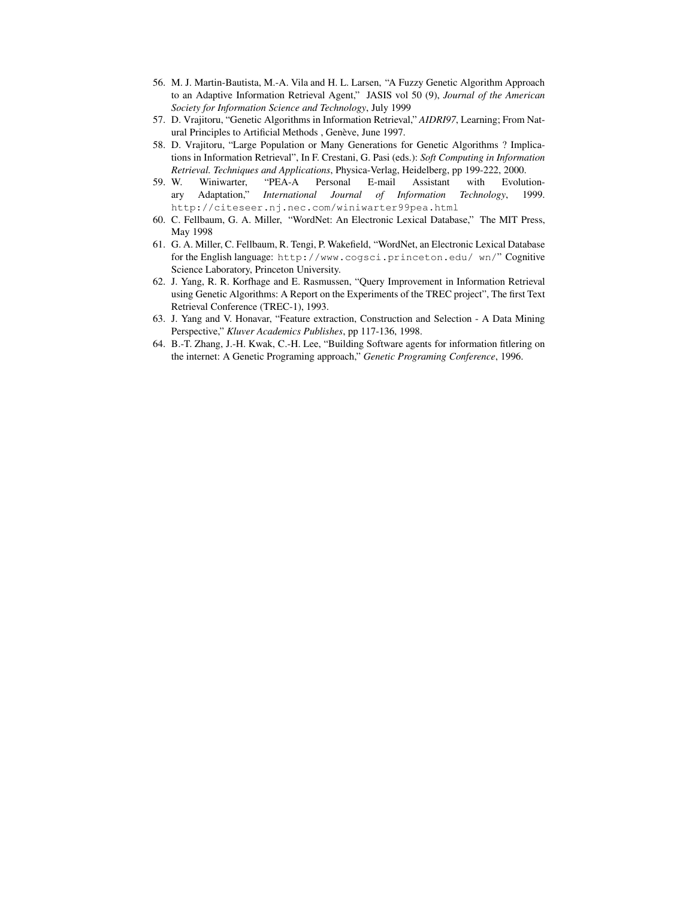56. M. J. Martin-Bautista, M.-A. Vila and H. L. Larsen, "A Fuzzy Genetic Algorithm Approach to an Adaptive Information Retrieval Agent," JASIS vol 50 (9), *Journal of the American Society for Information Science and Technology*, July 1999
57. D. Vrajitoru, "Genetic Algorithms in Information Retrieval," *AIDRI97*, Learning; From Natural Principles to Artificial Methods , Genève, June 1997.
58. D. Vrajitoru, "Large Population or Many Generations for Genetic Algorithms ? Implications in Information Retrieval", In F. Crestani, G. Pasi (eds.): *Soft Computing in Information Retrieval. Techniques and Applications*, Physica-Verlag, Heidelberg, pp 199-222, 2000.
59. W. Winiwarter, "PEA-A Personal E-mail Assistant with Evolutionary Adaptation," *International Journal of Information Technology*, 1999. `http://citeseer.nj.nec.com/winiwarter99pea.html`
60. C. Fellbaum, G. A. Miller, "WordNet: An Electronic Lexical Database," The MIT Press, May 1998
61. G. A. Miller, C. Fellbaum, R. Tengi, P. Wakefield, "WordNet, an Electronic Lexical Database for the English language: `http://www.cogsci.princeton.edu/ wn/`" Cognitive Science Laboratory, Princeton University.
62. J. Yang, R. R. Korfhage and E. Rasmussen, "Query Improvement in Information Retrieval using Genetic Algorithms: A Report on the Experiments of the TREC project", The first Text Retrieval Conference (TREC-1), 1993.
63. J. Yang and V. Honavar, "Feature extraction, Construction and Selection - A Data Mining Perspective," *Kluver Academics Publishes*, pp 117-136, 1998.
64. B.-T. Zhang, J.-H. Kwak, C.-H. Lee, "Building Software agents for information fitlering on the internet: A Genetic Programing approach," *Genetic Programing Conference*, 1996.